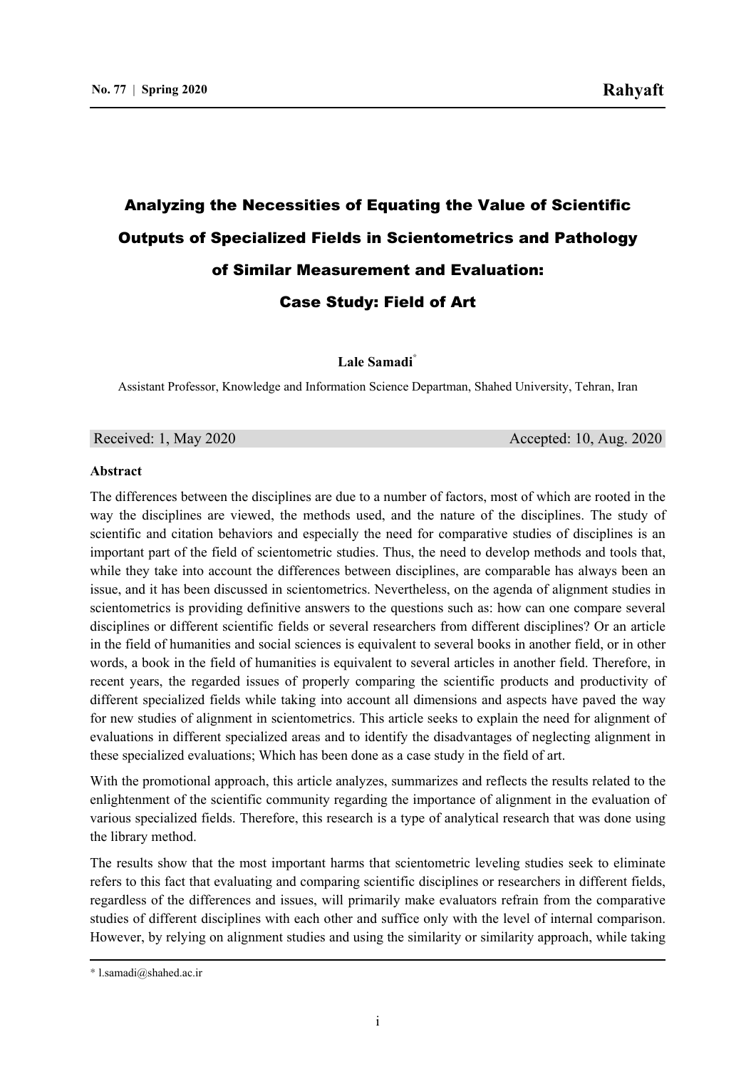# Analyzing the Necessities of Equating the Value of Scientific Outputs of Specialized Fields in Scientometrics and Pathology of Similar Measurement and Evaluation: Case Study: Field of Art

**Lale Samadi***

Assistant Professor, Knowledge and Information Science Departman, Shahed University, Tehran, Iran

Received: 1, May 2020 Accepted: 10, Aug. 2020

**Abstract**

The differences between the disciplines are due to a number of factors, most of which are rooted in the way the disciplines are viewed, the methods used, and the nature of the disciplines. The study of scientific and citation behaviors and especially the need for comparative studies of disciplines is an important part of the field of scientometric studies. Thus, the need to develop methods and tools that, while they take into account the differences between disciplines, are comparable has always been an issue, and it has been discussed in scientometrics. Nevertheless, on the agenda of alignment studies in scientometrics is providing definitive answers to the questions such as: how can one compare several disciplines or different scientific fields or several researchers from different disciplines? Or an article in the field of humanities and social sciences is equivalent to several books in another field, or in other words, a book in the field of humanities is equivalent to several articles in another field. Therefore, in recent years, the regarded issues of properly comparing the scientific products and productivity of different specialized fields while taking into account all dimensions and aspects have paved the way for new studies of alignment in scientometrics. This article seeks to explain the need for alignment of evaluations in different specialized areas and to identify the disadvantages of neglecting alignment in these specialized evaluations; Which has been done as a case study in the field of art.

With the promotional approach, this article analyzes, summarizes and reflects the results related to the enlightenment of the scientific community regarding the importance of alignment in the evaluation of various specialized fields. Therefore, this research is a type of analytical research that was done using the library method.

The results show that the most important harms that scientometric leveling studies seek to eliminate refers to this fact that evaluating and comparing scientific disciplines or researchers in different fields, regardless of the differences and issues, will primarily make evaluators refrain from the comparative studies of different disciplines with each other and suffice only with the level of internal comparison. However, by relying on alignment studies and using the similarity or similarity approach, while taking

---

* l.samadi@shahed.ac.ir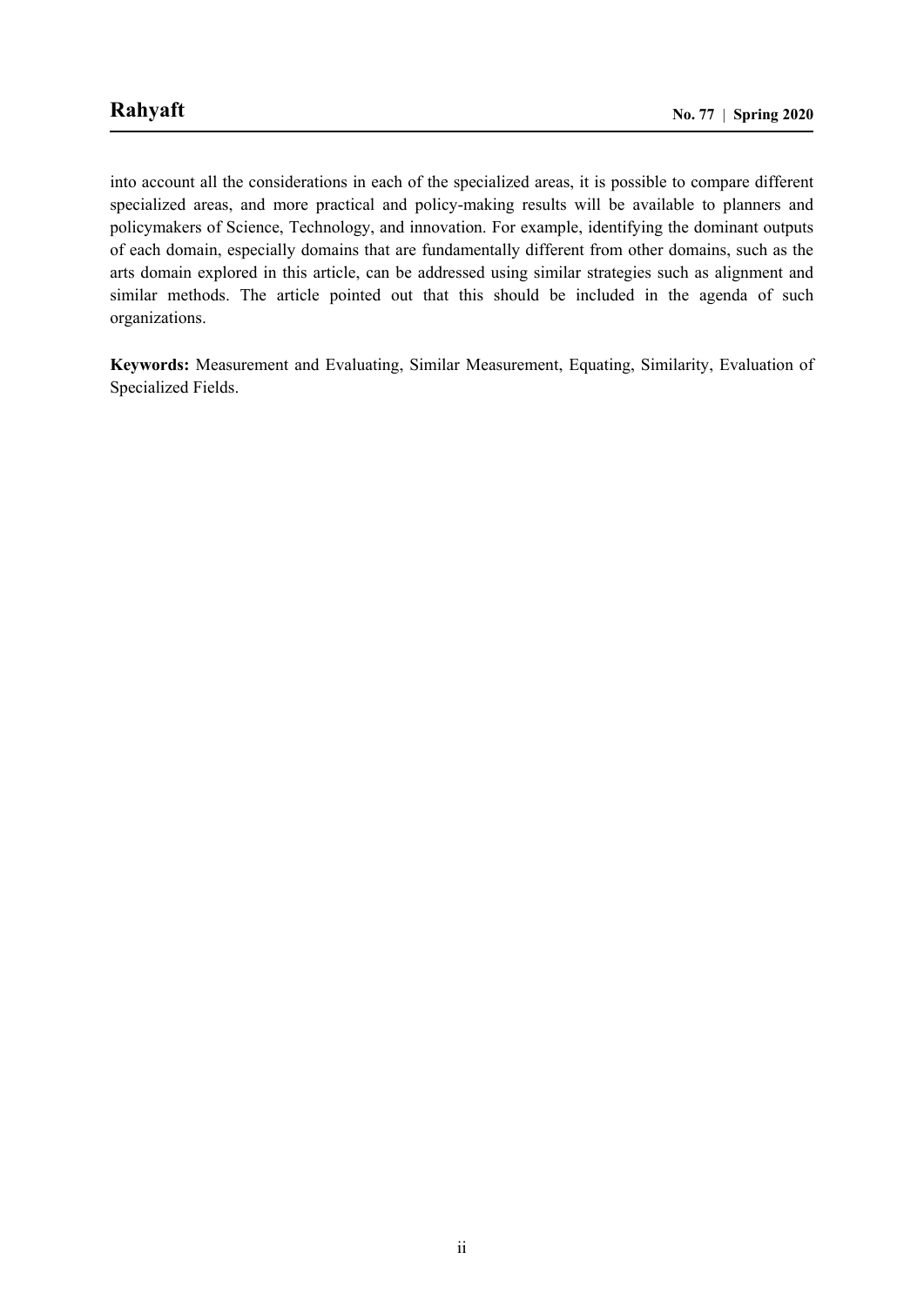into account all the considerations in each of the specialized areas, it is possible to compare different specialized areas, and more practical and policy-making results will be available to planners and policymakers of Science, Technology, and innovation. For example, identifying the dominant outputs of each domain, especially domains that are fundamentally different from other domains, such as the arts domain explored in this article, can be addressed using similar strategies such as alignment and similar methods. The article pointed out that this should be included in the agenda of such organizations.

**Keywords:** Measurement and Evaluating, Similar Measurement, Equating, Similarity, Evaluation of Specialized Fields.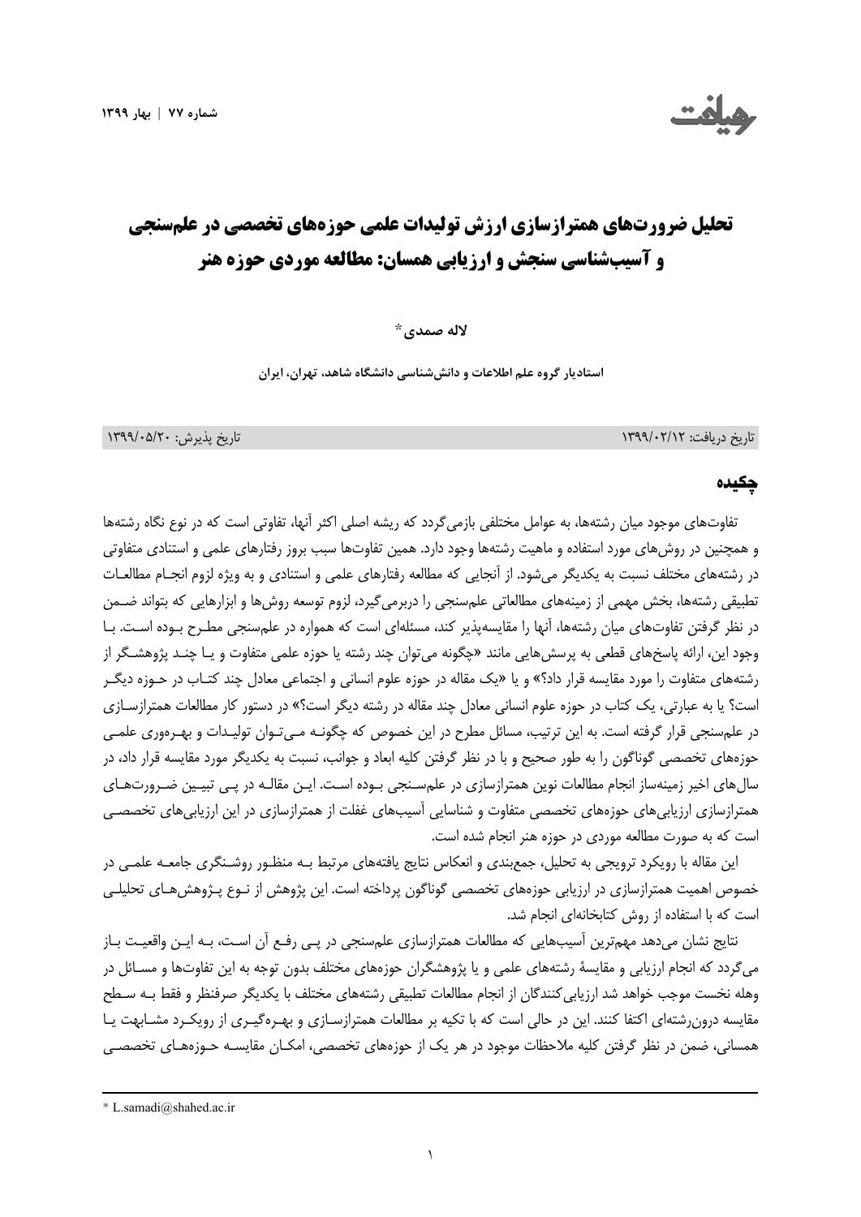# تحلیل ضرورت‌های همترازسازی ارزش تولیدات علمی حوزه‌های تخصصی در علم‌سنجی و آسیب‌شناسی سنجش و ارزیابی همسان: مطالعه موردی حوزه هنر

**لاله صمدی***

**استادیار گروه علم اطلاعات و دانش‌شناسی دانشگاه شاهد، تهران، ایران**

تاریخ دریافت: ۱۳۹۹/۰۲/۱۲ تاریخ پذیرش: ۱۳۹۹/۰۵/۲۰

## چکیده

تفاوت‌های موجود میان رشته‌ها، به عوامل مختلفی بازمی‌گردد که ریشه اصلی اکثر آنها، تفاوتی است که در نوع نگاه رشته‌ها و همچنین در روش‌های مورد استفاده و ماهیت رشته‌ها وجود دارد. همین تفاوت‌ها سبب بروز رفتارهای علمی و استنادی متفاوتی در رشته‌های مختلف نسبت به یکدیگر می‌شود. از آنجایی که مطالعه رفتارهای علمی و استنادی و به ویژه لزوم انجام مطالعات تطبیقی رشته‌ها، بخش مهمی از زمینه‌های مطالعاتی علم‌سنجی را دربرمی‌گیرد، لزوم توسعه روش‌ها و ابزارهایی که بتواند ضمن در نظر گرفتن تفاوت‌های میان رشته‌ها، آنها را مقایسه‌پذیر کند، مسئله‌ای است که همواره در علم‌سنجی مطرح بوده است. با وجود این، ارائه پاسخ‌های قطعی به پرسش‌هایی مانند «چگونه می‌توان چند رشته یا حوزه علمی متفاوت و یا چند پژوهشگر از رشته‌های متفاوت را مورد مقایسه قرار داد؟» و یا «یک مقاله در حوزه علوم انسانی و اجتماعی معادل چند کتاب در حوزه دیگر است؟ یا به عبارتی، یک کتاب در حوزه علوم انسانی معادل چند مقاله در رشته دیگر است؟» در دستور کار مطالعات همترازسازی در علم‌سنجی قرار گرفته است. به این ترتیب، مسائل مطرح در این خصوص که چگونه می‌توان تولیدات و بهره‌وری علمی حوزه‌های تخصصی گوناگون را به طور صحیح و با در نظر گرفتن کلیه ابعاد و جوانب، نسبت به یکدیگر مورد مقایسه قرار داد، در سال‌های اخیر زمینه‌ساز انجام مطالعات نوین همترازسازی در علم‌سنجی بوده است. این مقاله در پی تبیین ضرورت‌های همترازسازی ارزیابی‌های حوزه‌های تخصصی متفاوت و شناسایی آسیب‌های غفلت از همترازسازی در این ارزیابی‌های تخصصی است که به صورت مطالعه موردی در حوزه هنر انجام شده است.

این مقاله با رویکرد ترویجی به تحلیل، جمع‌بندی و انعکاس نتایج یافته‌های مرتبط به منظور روشنگری جامعه علمی در خصوص اهمیت همترازسازی در ارزیابی حوزه‌های تخصصی گوناگون پرداخته است. این پژوهش از نوع پژوهش‌های تحلیلی است که با استفاده از روش کتابخانه‌ای انجام شد.

نتایج نشان می‌دهد مهم‌ترین آسیب‌هایی که مطالعات همترازسازی علم‌سنجی در پی رفع آن است، به این واقعیت باز می‌گردد که انجام ارزیابی و مقایسهٔ رشته‌های علمی و یا پژوهشگران حوزه‌های مختلف بدون توجه به این تفاوت‌ها و مسائل در وهله نخست موجب خواهد شد ارزیابی‌کنندگان از انجام مطالعات تطبیقی رشته‌های مختلف با یکدیگر صرف‌نظر و فقط به سطح مقایسه درون‌رشته‌ای اکتفا کنند. این در حالی است که با تکیه بر مطالعات همترازسازی و بهره‌گیری از رویکرد مشابهت یا همسانی، ضمن در نظر گرفتن کلیه ملاحظات موجود در هر یک از حوزه‌های تخصصی، امکان مقایسه حوزه‌های تخصصی

---

* L.samadi@shahed.ac.ir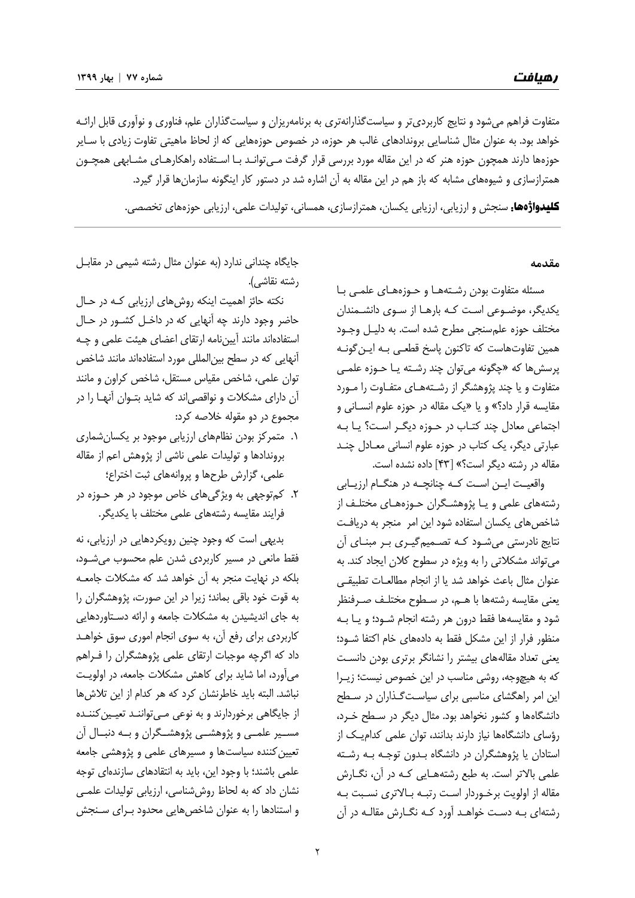متفاوت فراهم می‌شود و نتایج کاربردی‌تر و سیاست‌گذارانه‌تری به برنامه‌ریزان و سیاست‌گذاران علم، فناوری و نوآوری قابل ارائه خواهد بود. به عنوان مثال شناسایی بروندادهای غالب هر حوزه، در خصوص حوزه‌هایی که از لحاظ ماهیتی تفاوت زیادی با سایر حوزه‌ها دارند همچون حوزه هنر که در این مقاله مورد بررسی قرار گرفت می‌تواند با استفاده راهکارهای مشابهی همچون همترازسازی و شیوه‌های مشابه که باز هم در این مقاله به آن اشاره شد در دستور کار اینگونه سازمان‌ها قرار گیرد.

**کلیدواژه‌ها:** سنجش و ارزیابی، ارزیابی یکسان، همترازسازی، همسانی، تولیدات علمی، ارزیابی حوزه‌های تخصصی.

## مقدمه

مسئله متفاوت بودن رشته‌ها و حوزه‌های علمی با یکدیگر، موضوعی است که بارها از سوی دانشمندان مختلف حوزه علم‌سنجی مطرح شده است. به دلیل وجود همین تفاوت‌هاست که تاکنون پاسخ قطعی به این‌گونه پرسش‌ها که «چگونه می‌توان چند رشته یا حوزه علمی متفاوت و یا چند پژوهشگر از رشته‌های متفاوت را مورد مقایسه قرار داد؟» و یا «یک مقاله در حوزه علوم انسانی و اجتماعی معادل چند کتاب در حوزه دیگر است؟ یا به عبارتی دیگر، یک کتاب در حوزه علوم انسانی معادل چند مقاله در رشته دیگر است؟» [۴۳] داده نشده است.

واقعیت این است که چنانچه در هنگام ارزیابی رشته‌های علمی و یا پژوهشگران حوزه‌های مختلف از شاخص‌های یکسان استفاده شود این امر منجر به دریافت نتایج نادرستی می‌شود که تصمیم‌گیری بر مبنای آن می‌تواند مشکلاتی را به ویژه در سطوح کلان ایجاد کند. به عنوان مثال باعث خواهد شد یا از انجام مطالعات تطبیقی یعنی مقایسه رشته‌ها با هم، در سطوح مختلف صرف‌نظر شود و مقایسه‌ها فقط درون هر رشته انجام شود؛ و یا به منظور فرار از این مشکل فقط به داده‌های خام اکتفا شود؛ یعنی تعداد مقاله‌های بیشتر را نشانگر برتری بودن دانست که به هیچ‌وجه، روشی مناسب در این خصوص نیست؛ زیرا این امر راهگشای مناسبی برای سیاست‌گذاران در سطح دانشگاه‌ها و کشور نخواهد بود. مثال دیگر در سطح خرد، رؤسای دانشگاه‌ها نیاز دارند بدانند، توان علمی کدام‌یک از استادان یا پژوهشگران در دانشگاه بدون توجه به رشته علمی بالاتر است. به طبع رشته‌هایی که در آن، نگارش مقاله از اولویت برخوردار است رتبه بالاتری نسبت به رشته‌ای به دست خواهد آورد که نگارش مقاله در آن جایگاه چندانی ندارد (به عنوان مثال رشته شیمی در مقابل رشته نقاشی).

نکته حائز اهمیت اینکه روش‌های ارزیابی که در حال حاضر وجود دارند چه آنهایی که در داخل کشور در حال استفاده‌اند مانند آیین‌نامه ارتقای اعضای هیئت علمی و چه آنهایی که در سطح بین‌المللی مورد استفاده‌اند مانند شاخص توان علمی، شاخص مقیاس مستقل، شاخص کراون و مانند آن دارای مشکلات و نواقصی‌اند که شاید بتوان آنها را در مجموع در دو مقوله خلاصه کرد:

۱. متمرکز بودن نظام‌های ارزیابی موجود بر یکسان‌شماری بروندادها و تولیدات علمی ناشی از پژوهش اعم از مقاله علمی، گزارش طرح‌ها و پروانه‌های ثبت اختراع؛
۲. کم‌توجهی به ویژگی‌های خاص موجود در هر حوزه در فرایند مقایسه رشته‌های علمی مختلف با یکدیگر.

بدیهی است که وجود چنین رویکردهایی در ارزیابی، نه فقط مانعی در مسیر کاربردی شدن علم محسوب می‌شود، بلکه در نهایت منجر به آن خواهد شد که مشکلات جامعه به قوت خود باقی بماند؛ زیرا در این صورت، پژوهشگران را به جای اندیشیدن به مشکلات جامعه و ارائه دستاوردهایی کاربردی برای رفع آن، به سوی انجام اموری سوق خواهد داد که اگرچه موجبات ارتقای علمی پژوهشگران را فراهم می‌آورد، اما شاید برای کاهش مشکلات جامعه، در اولویت نباشد. البته باید خاطرنشان کرد که هر کدام از این تلاش‌ها از جایگاهی برخوردارند و به نوعی می‌توانند تعیین‌کننده مسیر علمی و پژوهشی پژوهشگران و به دنبال آن تعیین‌کننده سیاست‌ها و مسیرهای علمی و پژوهشی جامعه علمی باشند؛ با وجود این، باید به انتقادهای سازنده‌ای توجه نشان داد که به لحاظ روش‌شناسی، ارزیابی تولیدات علمی و استنادها را به عنوان شاخص‌هایی محدود برای سنجش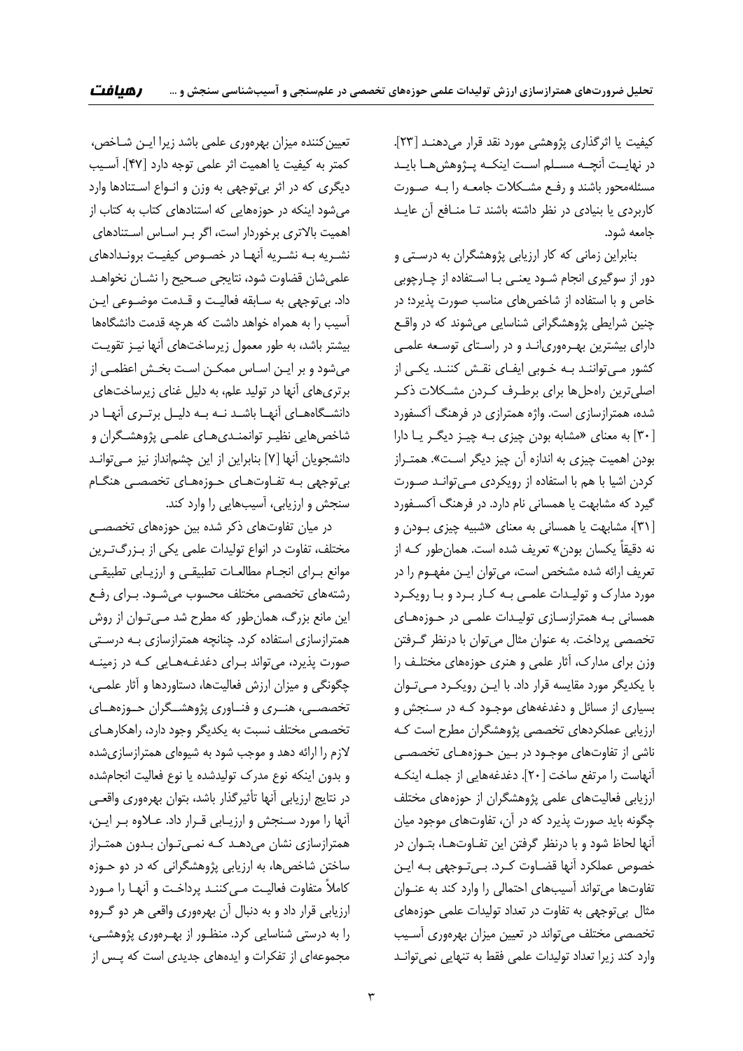کیفیت یا اثرگذاری پژوهشی مورد نقد قرار می‌دهند [۲۳]. در نهایت آنچه مسلم است اینکه پژوهش‌ها باید مسئله‌محور باشند و رفع مشکلات جامعه را به صورت کاربردی یا بنیادی در نظر داشته باشند تا منافع آن عاید جامعه شود.

بنابراین زمانی که کار ارزیابی پژوهشگران به درستی و دور از سوگیری انجام شود یعنی با استفاده از چارچوبی خاص و با استفاده از شاخص‌های مناسب صورت پذیرد؛ در چنین شرایطی پژوهشگرانی شناسایی می‌شوند که در واقع دارای بیشترین بهره‌وری‌اند و در راستای توسعه علمی کشور می‌توانند به خوبی ایفای نقش کنند. یکی از اصلی‌ترین راه‌حل‌ها برای برطرف کردن مشکلات ذکر شده، همترازسازی است. واژه همترازی در فرهنگ آکسفورد [۳۰] به معنای «مشابه بودن چیزی به چیز دیگر یا دارا بودن اهمیت چیزی به اندازه آن چیز دیگر است». همتراز کردن اشیا با هم با استفاده از رویکردی می‌تواند صورت گیرد که مشابهت یا همسانی نام دارد. در فرهنگ آکسفورد [۳۱]، مشابهت یا همسانی به معنای «شبیه چیزی بودن و نه دقیقاً یکسان بودن» تعریف شده است. همان‌طور که از تعریف ارائه شده مشخص است، می‌توان این مفهوم را در مورد مدارک و تولیدات علمی به کار برد و با رویکرد همسانی به همترازسازی تولیدات علمی در حوزه‌های تخصصی پرداخت. به عنوان مثال می‌توان با درنظر گرفتن وزن برای مدارک، آثار علمی و هنری حوزه‌های مختلف را با یکدیگر مورد مقایسه قرار داد. با این رویکرد می‌توان بسیاری از مسائل و دغدغه‌های موجود که در سنجش و ارزیابی عملکردهای تخصصی پژوهشگران مطرح است که ناشی از تفاوت‌های موجود در بین حوزه‌های تخصصی آنهاست را مرتفع ساخت [۲۰]. دغدغه‌هایی از جمله اینکه ارزیابی فعالیت‌های علمی پژوهشگران از حوزه‌های مختلف چگونه باید صورت پذیرد که در آن، تفاوت‌های موجود میان آنها لحاظ شود و با درنظر گرفتن این تفاوت‌ها، بتوان در خصوص عملکرد آنها قضاوت کرد. بی‌توجهی به این تفاوت‌ها می‌تواند آسیب‌های احتمالی را وارد کند به عنوان مثال بی‌توجهی به تفاوت در تعداد تولیدات علمی حوزه‌های تخصصی مختلف می‌تواند در تعیین میزان بهره‌وری آسیب وارد کند زیرا تعداد تولیدات علمی فقط به تنهایی نمی‌تواند تعیین‌کننده میزان بهره‌وری علمی باشد زیرا این شاخص، کمتر به کیفیت یا اهمیت اثر علمی توجه دارد [۴۷]. آسیب دیگری که در اثر بی‌توجهی به وزن و انواع استنادها وارد می‌شود اینکه در حوزه‌هایی که استنادهای کتاب به کتاب از اهمیت بالاتری برخوردار است، اگر بر اساس استنادهای نشریه به نشریه آنها در خصوص کیفیت بروندادهای علمی‌شان قضاوت شود، نتایجی صحیح را نشان نخواهد داد. بی‌توجهی به سابقه فعالیت و قدمت موضوعی این آسیب را به همراه خواهد داشت که هرچه قدمت دانشگاهها بیشتر باشد، به طور معمول زیرساخت‌های آنها نیز تقویت می‌شود و بر این اساس ممکن است بخش اعظمی از برتری‌های آنها در تولید علم، به دلیل غنای زیرساخت‌های دانشگاه‌های آنها باشد نه به دلیل برتری آنها در شاخص‌هایی نظیر توانمندی‌های علمی پژوهشگران و دانشجویان آنها [۷] بنابراین از این چشم‌انداز نیز می‌تواند بی‌توجهی به تفاوت‌های حوزه‌های تخصصی هنگام سنجش و ارزیابی، آسیب‌هایی را وارد کند.

در میان تفاوت‌های ذکر شده بین حوزه‌های تخصصی مختلف، تفاوت در انواع تولیدات علمی یکی از بزرگ‌ترین موانع برای انجام مطالعات تطبیقی و ارزیابی تطبیقی رشته‌های تخصصی مختلف محسوب می‌شود. برای رفع این مانع بزرگ، همان‌طور که مطرح شد می‌توان از روش همترازسازی استفاده کرد. چنانچه همترازسازی به درستی صورت پذیرد، می‌تواند برای دغدغه‌هایی که در زمینه چگونگی و میزان ارزش فعالیت‌ها، دستاوردها و آثار علمی، تخصصی، هنری و فناوری پژوهشگران حوزه‌های تخصصی مختلف نسبت به یکدیگر وجود دارد، راهکارهای لازم را ارائه دهد و موجب شود به شیوه‌ای همترازسازی‌شده و بدون اینکه نوع مدرک تولیدشده یا نوع فعالیت انجام‌شده در نتایج ارزیابی آنها تأثیرگذار باشد، بتوان بهره‌وری واقعی آنها را مورد سنجش و ارزیابی قرار داد. علاوه بر این، همترازسازی نشان می‌دهد که نمی‌توان بدون همتراز ساختن شاخص‌ها، به ارزیابی پژوهشگرانی که در دو حوزه کاملاً متفاوت فعالیت می‌کنند پرداخت و آنها را مورد ارزیابی قرار داد و به دنبال آن بهره‌وری واقعی هر دو گروه را به درستی شناسایی کرد. منظور از بهره‌وری پژوهشی، مجموعه‌ای از تفکرات و ایده‌های جدیدی است که پس از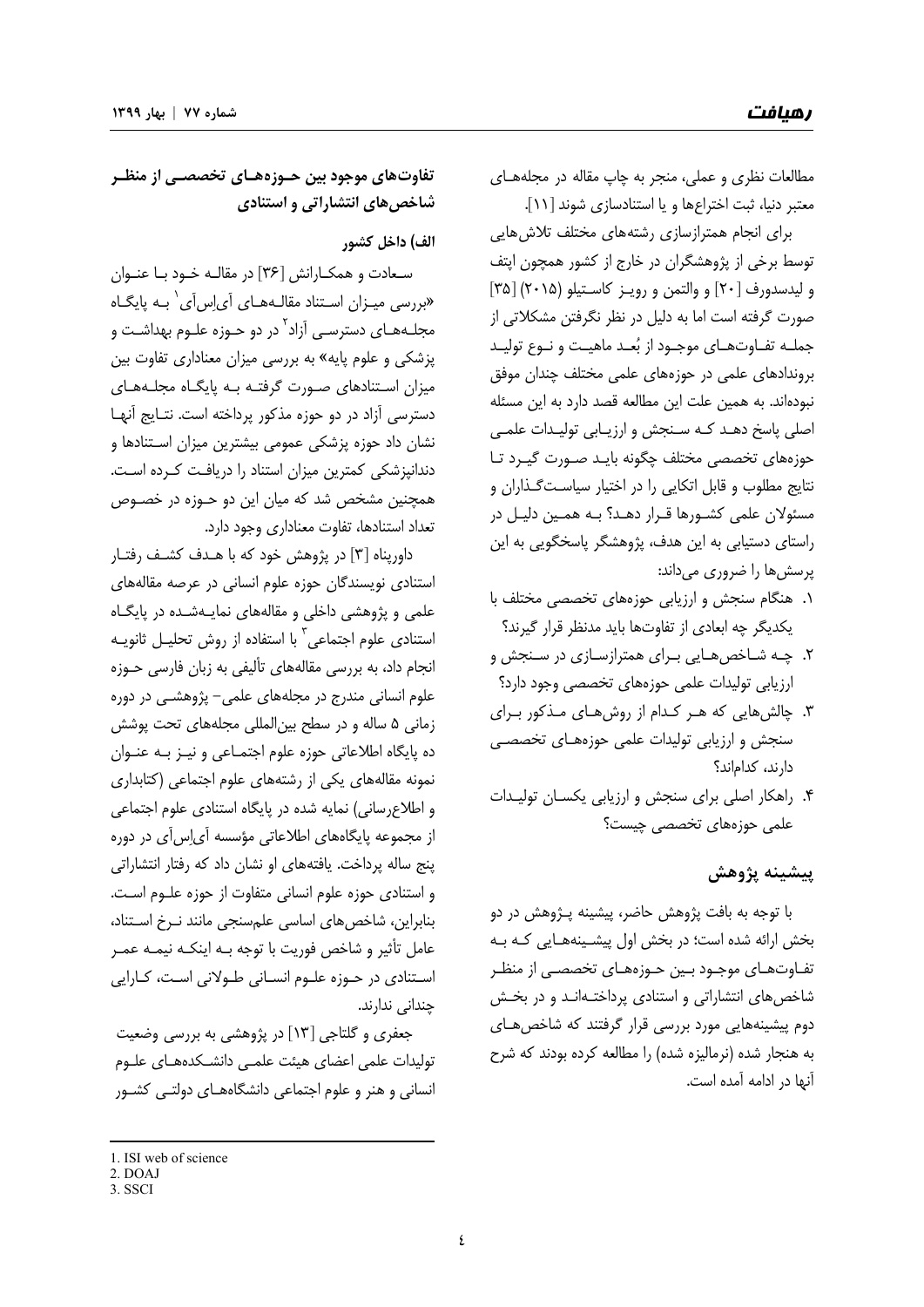مطالعات نظری و عملی، منجر به چاپ مقاله در مجله‌های معتبر دنیا، ثبت اختراع‌ها و یا استنادسازی شوند [۱۱].

برای انجام همترازسازی رشته‌های مختلف تلاش‌هایی توسط برخی از پژوهشگران در خارج از کشور همچون اپتف و لیدسدورف [۲۰] و والتمن و رویز کاستیلو (۲۰۱۵) [۳۵] صورت گرفته است اما به دلیل در نظر نگرفتن مشکلاتی از جمله تفاوت‌های موجود از بُعد ماهیت و نوع تولید برونداد‌های علمی در حوزه‌های علمی مختلف چندان موفق نبوده‌اند. به همین علت این مطالعه قصد دارد به این مسئله اصلی پاسخ دهد که سنجش و ارزیابی تولیدات علمی حوزه‌های تخصصی مختلف چگونه باید صورت گیرد تا نتایج مطلوب و قابل اتکایی را در اختیار سیاست‌گذاران و مسئولان علمی کشورها قرار دهد؟ به همین دلیل در راستای دستیابی به این هدف، پژوهشگر پاسخگویی به این پرسش‌ها را ضروری می‌داند:

۱. هنگام سنجش و ارزیابی حوزه‌های تخصصی مختلف با یکدیگر چه ابعادی از تفاوت‌ها باید مدنظر قرار گیرند؟
۲. چه شاخص‌هایی برای همترازسازی در سنجش و ارزیابی تولیدات علمی حوزه‌های تخصصی وجود دارد؟
۳. چالش‌هایی که هر کدام از روش‌های مذکور برای سنجش و ارزیابی تولیدات علمی حوزه‌های تخصصی دارند، کدام‌اند؟
۴. راهکار اصلی برای سنجش و ارزیابی یکسان تولیدات علمی حوزه‌های تخصصی چیست؟

## پیشینه پژوهش

با توجه به بافت پژوهش حاضر، پیشینه پژوهش در دو بخش ارائه شده است؛ در بخش اول پیشینه‌هایی که به تفاوت‌های موجود بین حوزه‌های تخصصی از منظر شاخص‌های انتشاراتی و استنادی پرداخته‌اند و در بخش دوم پیشینه‌هایی مورد بررسی قرار گرفتند که شاخص‌های به هنجار شده (نرمالیزه شده) را مطالعه کرده بودند که شرح آنها در ادامه آمده است.

### تفاوت‌های موجود بین حوزه‌های تخصصی از منظر شاخص‌های انتشاراتی و استنادی

#### الف) داخل کشور

سعادت و همکارانش [۳۶] در مقاله خود با عنوان «بررسی میزان استناد مقاله‌های آی‌اِس‌آی[1] به پایگاه مجله‌های دسترسی آزاد[2] در دو حوزه علوم بهداشت و پزشکی و علوم پایه» به بررسی میزان معناداری تفاوت بین میزان استنادهای صورت گرفته به پایگاه مجله‌های دسترسی آزاد در دو حوزه مذکور پرداخته است. نتایج آنها نشان داد حوزه پزشکی عمومی بیشترین میزان استنادها و دندانپزشکی کمترین میزان استناد را دریافت کرده است. همچنین مشخص شد که میان این دو حوزه در خصوص تعداد استنادها، تفاوت معناداری وجود دارد.

داورپناه [۳] در پژوهش خود که با هدف کشف رفتار استنادی نویسندگان حوزه علوم انسانی در عرصه مقاله‌های علمی و پژوهشی داخلی و مقاله‌های نمایه‌شده در پایگاه استنادی علوم اجتماعی[3] با استفاده از روش تحلیل ثانویه انجام داد، به بررسی مقاله‌های تألیفی به زبان فارسی حوزه علوم انسانی مندرج در مجله‌های علمی- پژوهشی در دوره زمانی ۵ ساله و در سطح بین‌المللی مجله‌های تحت پوشش ده پایگاه اطلاعاتی حوزه علوم اجتماعی و نیز به عنوان نمونه مقاله‌های یکی از رشته‌های علوم اجتماعی (کتابداری و اطلاع‌رسانی) نمایه شده در پایگاه استنادی علوم اجتماعی از مجموعه پایگاه‌های اطلاعاتی مؤسسه آی‌اِس‌آی در دوره پنج ساله پرداخت. یافته‌های او نشان داد که رفتار انتشاراتی و استنادی حوزه علوم انسانی متفاوت از حوزه علوم است. بنابراین، شاخص‌های اساسی علم‌سنجی مانند نرخ استناد، عامل تأثیر و شاخص فوریت با توجه به اینکه نیمه عمر استنادی در حوزه علوم انسانی طولانی است، کارایی چندانی ندارند.

جعفری و گلتاجی [۱۳] در پژوهشی به بررسی وضعیت تولیدات علمی اعضای هیئت علمی دانشکده‌های علوم انسانی و هنر و علوم اجتماعی دانشگاه‌های دولتی کشور

---

1. ISI web of science
2. DOAJ
3. SSCI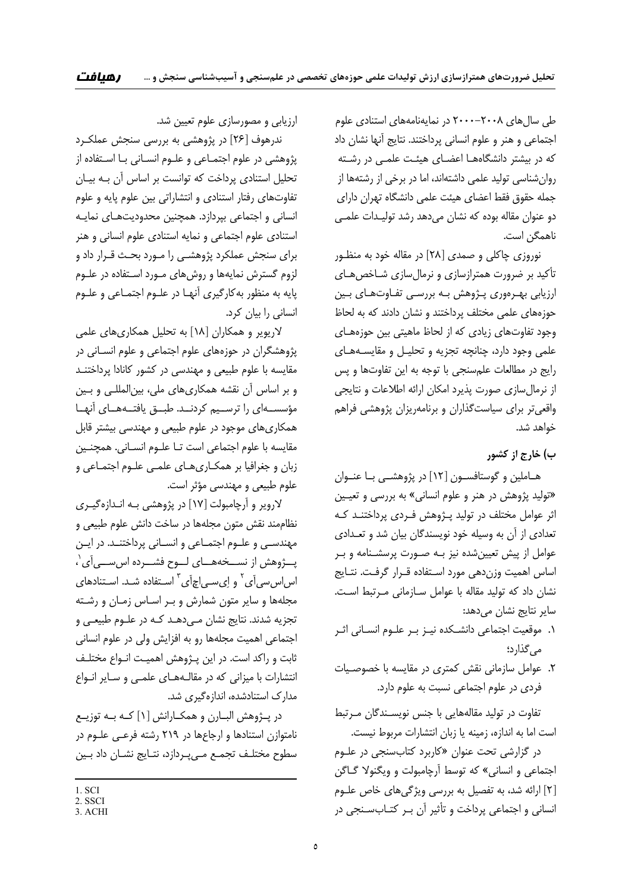طی سال‌های ۲۰۰۸–۲۰۰۰ در نمایه‌نامه‌های استنادی علوم اجتماعی و هنر و علوم انسانی پرداختند. نتایج آنها نشان داد که در بیشتر دانشگاه‌ها اعضای هیئت علمی در رشته روان‌شناسی تولید علمی داشته‌اند، اما در برخی از رشته‌ها از جمله حقوق فقط اعضای هیئت علمی دانشگاه تهران دارای دو عنوان مقاله بوده که نشان می‌دهد رشد تولیدات علمی ناهمگن است.

نوروزی چاکلی و صمدی [۲۸] در مقاله خود به منظور تأکید بر ضرورت همترازسازی و نرمال‌سازی شاخص‌های ارزیابی بهره‌وری پژوهش به بررسی تفاوت‌های بین حوزه‌های علمی مختلف پرداختند و نشان دادند که به لحاظ وجود تفاوت‌های زیادی که از لحاظ ماهیتی بین حوزه‌های علمی وجود دارد، چنانچه تجزیه و تحلیل و مقایسه‌های رایج در مطالعات علم‌سنجی با توجه به این تفاوت‌ها و پس از نرمال‌سازی صورت پذیرد امکان ارائه اطلاعات و نتایجی واقعی‌تر برای سیاست‌گذاران و برنامه‌ریزان پژوهشی فراهم خواهد شد.

**ب) خارج از کشور**

هاملین و گوستافسون [۱۲] در پژوهشی با عنوان «تولید پژوهش در هنر و علوم انسانی» به بررسی و تعیین اثر عوامل مختلف در تولید پژوهش فردی پرداختند که تعدادی از آن به وسیله خود نویسندگان بیان شد و تعدادی عوامل از پیش تعیین‌شده نیز به صورت پرسشنامه و بر اساس اهمیت وزن‌دهی مورد استفاده قرار گرفت. نتایج نشان داد که تولید مقاله با عوامل سازمانی مرتبط است. سایر نتایج نشان می‌دهد:

۱. موقعیت اجتماعی دانشکده نیز بر علوم انسانی اثر می‌گذارد؛
۲. عوامل سازمانی نقش کمتری در مقایسه با خصوصیات فردی در علوم اجتماعی نسبت به علوم دارد.

تفاوت در تولید مقاله‌هایی با جنس نویسندگان مرتبط است اما به اندازه، زمینه یا زبان انتشارات مربوط نیست.

در گزارشی تحت عنوان «کاربرد کتاب‌سنجی در علوم اجتماعی و انسانی» که توسط آرچامبولت و ویگنولا گاگن [۲] ارائه شد، به تفصیل به بررسی ویژگی‌های خاص علوم انسانی و اجتماعی پرداخت و تأثیر آن بر کتاب‌سنجی در ارزیابی و مصورسازی علوم تعیین شد.

ندرهوف [۲۶] در پژوهشی به بررسی سنجش عملکرد پژوهشی در علوم اجتماعی و علوم انسانی با استفاده از تحلیل استنادی پرداخت که توانست بر اساس آن به بیان تفاوت‌های رفتار استنادی و انتشاراتی بین علوم پایه و علوم انسانی و اجتماعی بپردازد. همچنین محدودیت‌های نمایه استنادی علوم اجتماعی و نمایه استنادی علوم انسانی و هنر برای سنجش عملکرد پژوهشی را مورد بحث قرار داد و لزوم گسترش نمایه‌ها و روش‌های مورد استفاده در علوم پایه به منظور به‌کارگیری آنها در علوم اجتماعی و علوم انسانی را بیان کرد.

لاریویر و همکاران [۱۸] به تحلیل همکاری‌های علمی پژوهشگران در حوزه‌های علوم اجتماعی و علوم انسانی در مقایسه با علوم طبیعی و مهندسی در کشور کانادا پرداختند و بر اساس آن نقشه همکاری‌های ملی، بین‌المللی و بین مؤسسه‌ای را ترسیم کردند. طبق یافته‌های آنها همکاری‌های موجود در علوم طبیعی و مهندسی بیشتر قابل مقایسه با علوم اجتماعی است تا علوم انسانی. همچنین زبان و جغرافیا بر همکاری‌های علمی علوم اجتماعی و علوم طبیعی و مهندسی مؤثر است.

لارویر و آرچامبولت [۱۷] در پژوهشی به اندازه‌گیری نظام‌مند نقش متون مجله‌ها در ساخت دانش علوم طبیعی و مهندسی و علوم اجتماعی و انسانی پرداختند. در این پژوهش از نسخه‌های لوح فشرده اس‌سی‌آی[1]، اس‌اس‌سی‌آی[2] و ای‌سی‌اچ‌آی[3] استفاده شد. استنادهای مجله‌ها و سایر متون شمارش و بر اساس زمان و رشته تجزیه شدند. نتایج نشان می‌دهد که در علوم طبیعی و اجتماعی اهمیت مجله‌ها رو به افزایش ولی در علوم انسانی ثابت و راکد است. در این پژوهش اهمیت انواع مختلف انتشارات با میزانی که در مقاله‌های علمی و سایر انواع مدارک استنادشده، اندازه‌گیری شد.

در پژوهش البارن و همکارانش [۱] که به توزیع نامتوازن استنادها و ارجاع‌ها در ۲۱۹ رشته فرعی علوم در سطوح مختلف تجمع می‌پردازد، نتایج نشان داد بین

---

1. SCI
2. SSCI
3. ACHI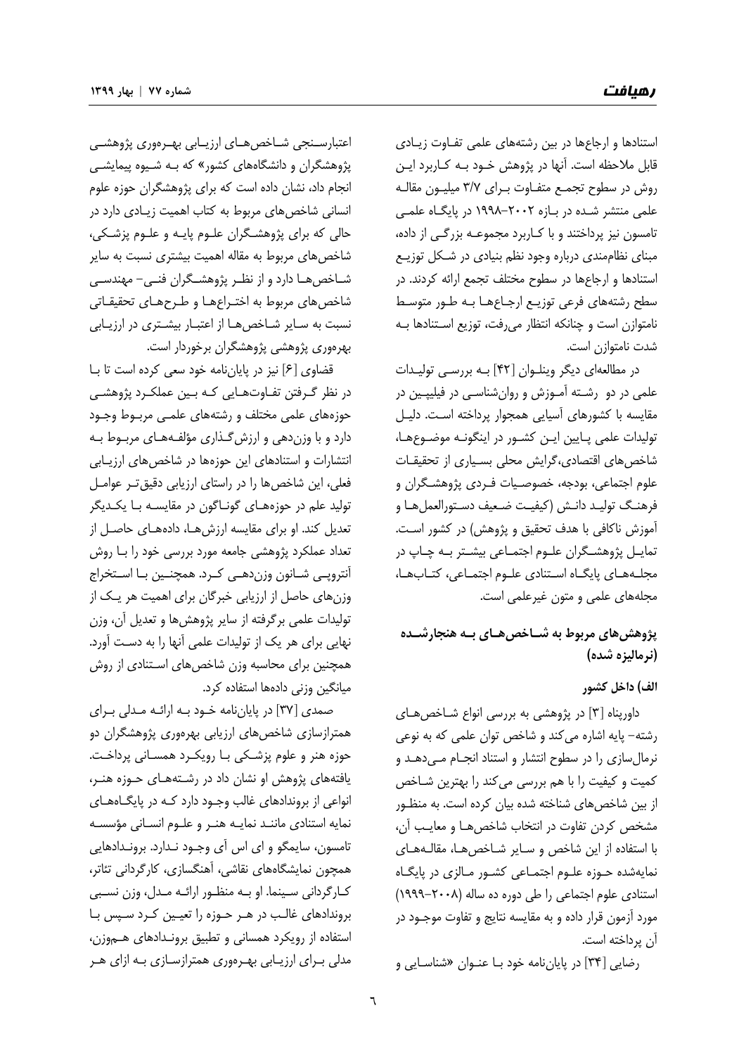استنادها و ارجاع‌ها در بین رشته‌های علمی تفاوت زیادی قابل ملاحظه است. آنها در پژوهش خود به کاربرد این روش در سطوح تجمع متفاوت برای ۳/۷ میلیون مقاله علمی منتشر شده در بازه ۲۰۰۲-۱۹۹۸ در پایگاه علمی تامسون نیز پرداختند و با کاربرد مجموعه بزرگی از داده، مبنای نظام‌مندی درباره وجود نظم بنیادی در شکل توزیع استنادها و ارجاع‌ها در سطوح مختلف تجمع ارائه کردند. در سطح رشته‌های فرعی توزیع ارجاع‌ها به طور متوسط نامتوازن است و چنانکه انتظار می‌رفت، توزیع استنادها به شدت نامتوازن است.

در مطالعه‌ای دیگر وینلوان [۴۲] به بررسی تولیدات علمی در دو رشته آموزش و روان‌شناسی در فیلیپین در مقایسه با کشورهای آسیایی همجوار پرداخته است. دلیل تولیدات علمی پایین این کشور در اینگونه موضوع‌ها، شاخص‌های اقتصادی، گرایش محلی بسیاری از تحقیقات علوم اجتماعی، بودجه، خصوصیات فردی پژوهشگران و فرهنگ تولید دانش (کیفیت ضعیف دستورالعمل‌ها و آموزش ناکافی با هدف تحقیق و پژوهش) در کشور است. تمایل پژوهشگران علوم اجتماعی بیشتر به چاپ در مجله‌های پایگاه استنادی علوم اجتماعی، کتاب‌ها، مجله‌های علمی و متون غیرعلمی است.

## پژوهش‌های مربوط به شاخص‌های به هنجارشده (نرمالیزه شده)

### الف) داخل کشور

داورپناه [۳] در پژوهشی به بررسی انواع شاخص‌های رشته- پایه اشاره می‌کند و شاخص توان علمی که به نوعی نرمال‌سازی را در سطوح انتشار و استناد انجام می‌دهد و کمیت و کیفیت را با هم بررسی می‌کند را بهترین شاخص از بین شاخص‌های شناخته شده بیان کرده است. به منظور مشخص کردن تفاوت در انتخاب شاخص‌ها و معایب آن، با استفاده از این شاخص و سایر شاخص‌ها، مقاله‌های نمایه‌شده حوزه علوم اجتماعی کشور مالزی در پایگاه استنادی علوم اجتماعی را طی دوره ده ساله (۲۰۰۸-۱۹۹۹) مورد آزمون قرار داده و به مقایسه نتایج و تفاوت موجود در آن پرداخته است.

رضایی [۳۴] در پایان‌نامه خود با عنوان «شناسایی و اعتبارسنجی شاخص‌های ارزیابی بهره‌وری پژوهشی پژوهشگران و دانشگاه‌های کشور» که به شیوه پیمایشی انجام داد، نشان داده است که برای پژوهشگران حوزه علوم انسانی شاخص‌های مربوط به کتاب اهمیت زیادی دارد در حالی که برای پژوهشگران علوم پایه و علوم پزشکی، شاخص‌های مربوط به مقاله اهمیت بیشتری نسبت به سایر شاخص‌ها دارد و از نظر پژوهشگران فنی- مهندسی شاخص‌های مربوط به اختراع‌ها و طرح‌های تحقیقاتی نسبت به سایر شاخص‌ها از اعتبار بیشتری در ارزیابی بهره‌وری پژوهشی پژوهشگران برخوردار است.

قضاوی [۶] نیز در پایان‌نامه خود سعی کرده است تا با در نظر گرفتن تفاوت‌هایی که بین عملکرد پژوهشی حوزه‌های علمی مختلف و رشته‌های علمی مربوط وجود دارد و با وزن‌دهی و ارزش‌گذاری مؤلفه‌های مربوط به انتشارات و استنادهای این حوزه‌ها در شاخص‌های ارزیابی فعلی، این شاخص‌ها را در راستای ارزیابی دقیق‌تر عوامل تولید علم در حوزه‌های گوناگون در مقایسه با یکدیگر تعدیل کند. او برای مقایسه ارزش‌ها، داده‌های حاصل از تعداد عملکرد پژوهشی جامعه مورد بررسی خود را با روش آنتروپی شانون وزن‌دهی کرد. همچنین با استخراج وزن‌های حاصل از ارزیابی خبرگان برای اهمیت هر یک از تولیدات علمی برگرفته از سایر پژوهش‌ها و تعدیل آن، وزن نهایی برای هر یک از تولیدات علمی آنها را به دست آورد. همچنین برای محاسبه وزن شاخص‌های استنادی از روش میانگین وزنی داده‌ها استفاده کرد.

صمدی [۳۷] در پایان‌نامه خود به ارائه مدلی برای همترازسازی شاخص‌های ارزیابی بهره‌وری پژوهشگران دو حوزه هنر و علوم پزشکی با رویکرد همسانی پرداخت. یافته‌های پژوهش او نشان داد در رشته‌های حوزه هنر، انواعی از بروندادهای غالب وجود دارد که در پایگاه‌های نمایه استنادی مانند نمایه هنر و علوم انسانی مؤسسه تامسون، سایمگو و ای اس آی وجود ندارد. بروندادهایی همچون نمایشگاه‌های نقاشی، آهنگسازی، کارگردانی تئاتر، کارگردانی سینما. او به منظور ارائه مدل، وزن نسبی بروندادهای غالب در هر حوزه را تعیین کرد سپس با استفاده از رویکرد همسانی و تطبیق بروندادهای هم‌وزن، مدلی برای ارزیابی بهره‌وری همترازسازی به ازای هر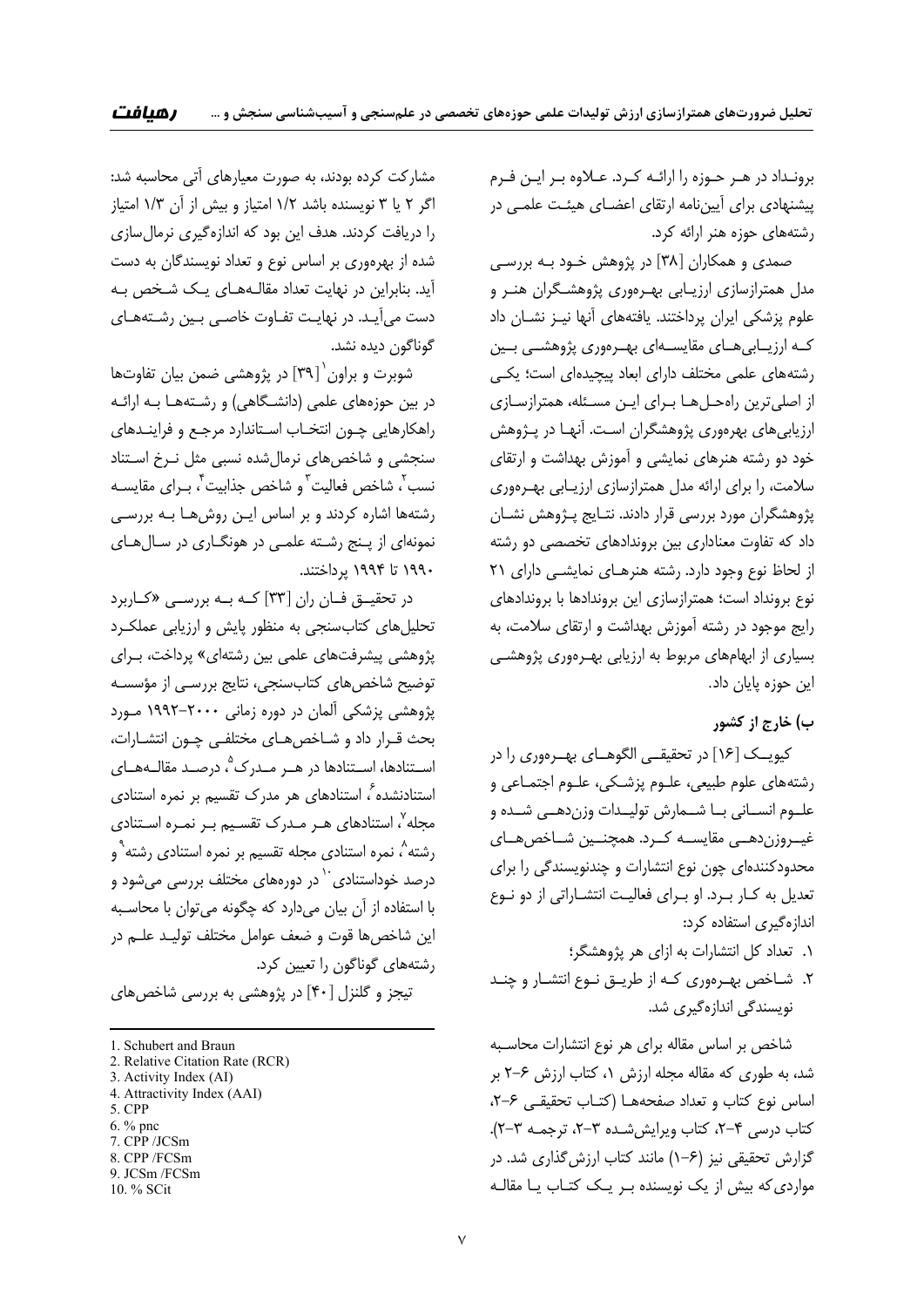برونداد در هر حوزه را ارائه کرد. علاوه بر این فرم پیشنهادی برای آیین‌نامه ارتقای اعضای هیئت علمی در رشته‌های حوزه هنر ارائه کرد.

صمدی و همکاران [۳۸] در پژوهش خود به بررسی مدل همترازسازی ارزیابی بهره‌وری پژوهشگران هنر و علوم پزشکی ایران پرداختند. یافته‌های آنها نیز نشان داد که ارزیابی‌های مقایسه‌ای بهره‌وری پژوهشی بین رشته‌های علمی مختلف دارای ابعاد پیچیده‌ای است؛ یکی از اصلی‌ترین راه‌حل‌ها برای این مسئله، همترازسازی ارزیابی‌های بهره‌وری پژوهشگران است. آنها در پژوهش خود دو رشته هنرهای نمایشی و آموزش بهداشت و ارتقای سلامت، را برای ارائه مدل همترازسازی ارزیابی بهره‌وری پژوهشگران مورد بررسی قرار دادند. نتایج پژوهش نشان داد که تفاوت معناداری بین بروندادهای تخصصی دو رشته از لحاظ نوع وجود دارد. رشته هنرهای نمایشی دارای ۲۱ نوع برونداد است؛ همترازسازی این بروندادها با بروندادهای رایج موجود در رشته آموزش بهداشت و ارتقای سلامت، به بسیاری از ابهام‌های مربوط به ارزیابی بهره‌وری پژوهشی این حوزه پایان داد.

### ب) خارج از کشور

کیویک [۱۶] در تحقیقی الگوهای بهره‌وری را در رشته‌های علوم طبیعی، علوم پزشکی، علوم اجتماعی و علوم انسانی با شمارش تولیدات وزن‌دهی شده و غیروزن‌دهی مقایسه کرد. همچنین شاخص‌های محدودکننده‌ای چون نوع انتشارات و چندنویسندگی را برای تعدیل به کار برد. او برای فعالیت انتشاراتی از دو نوع اندازه‌گیری استفاده کرد:

۱. تعداد کل انتشارات به ازای هر پژوهشگر؛
۲. شاخص بهره‌وری که از طریق نوع انتشار و چند نویسندگی اندازه‌گیری شد.

شاخص بر اساس مقاله برای هر نوع انتشارات محاسبه شد، به طوری که مقاله مجله ارزش ۱، کتاب ارزش ۶-۲ بر اساس نوع کتاب و تعداد صفحه‌ها (کتاب تحقیقی ۶-۲، کتاب درسی ۴-۲، کتاب ویرایش‌شده ۳-۲، ترجمه ۳-۲). گزارش تحقیقی نیز (۶-۱) مانند کتاب ارزش‌گذاری شد. در مواردی‌که بیش از یک نویسنده بر یک کتاب یا مقاله مشارکت کرده بودند، به صورت معیارهای آتی محاسبه شد: اگر ۲ یا ۳ نویسنده باشد ۱/۲ امتیاز و بیش از آن ۱/۳ امتیاز را دریافت کردند. هدف این بود که اندازه‌گیری نرمال‌سازی شده از بهره‌وری بر اساس نوع و تعداد نویسندگان به دست آید. بنابراین در نهایت تعداد مقاله‌های یک شخص به دست می‌آید. در نهایت تفاوت خاصی بین رشته‌های گوناگون دیده نشد.

شوبرت و براون[1] [۳۹] در پژوهشی ضمن بیان تفاوت‌ها در بین حوزه‌های علمی (دانشگاهی) و رشته‌ها به ارائه راهکارهایی چون انتخاب استاندارد مرجع و فرایندهای سنجشی و شاخص‌های نرمال‌شده نسبی مثل نرخ استناد نسب[2]، شاخص فعالیت[3] و شاخص جذابیت[4]، برای مقایسه رشته‌ها اشاره کردند و بر اساس این روش‌ها به بررسی نمونه‌ای از پنج رشته علمی در هونگاری در سال‌های ۱۹۹۰ تا ۱۹۹۴ پرداختند.

در تحقیق فان ران [۳۳] که به بررسی «کاربرد تحلیل‌های کتاب‌سنجی به منظور پایش و ارزیابی عملکرد پژوهشی پیشرفت‌های علمی بین رشته‌ای» پرداخت، برای توضیح شاخص‌های کتاب‌سنجی، نتایج بررسی از مؤسسه پژوهشی پزشکی آلمان در دوره زمانی ۲۰۰۰-۱۹۹۲ مورد بحث قرار داد و شاخص‌های مختلفی چون انتشارات، استنادها، استنادها در هر مدرک[5]، درصد مقاله‌های استنادنشده[6]، استنادهای هر مدرک تقسیم بر نمره استنادی مجله[7]، استنادهای هر مدرک تقسیم بر نمره استنادی رشته[8]، نمره استنادی مجله تقسیم بر نمره استنادی رشته[9] و درصد خوداستنادی[10] در دوره‌های مختلف بررسی می‌شود و با استفاده از آن بیان می‌دارد که چگونه می‌توان با محاسبه این شاخص‌ها قوت و ضعف عوامل مختلف تولید علم در رشته‌های گوناگون را تعیین کرد.

تیجز و گلنزل [۴۰] در پژوهشی به بررسی شاخص‌های

---

1. Schubert and Braun
2. Relative Citation Rate (RCR)
3. Activity Index (AI)
4. Attractivity Index (AAI)
5. CPP
6. % pnc
7. CPP /JCSm
8. CPP /FCSm
9. JCSm /FCSm
10. % SCit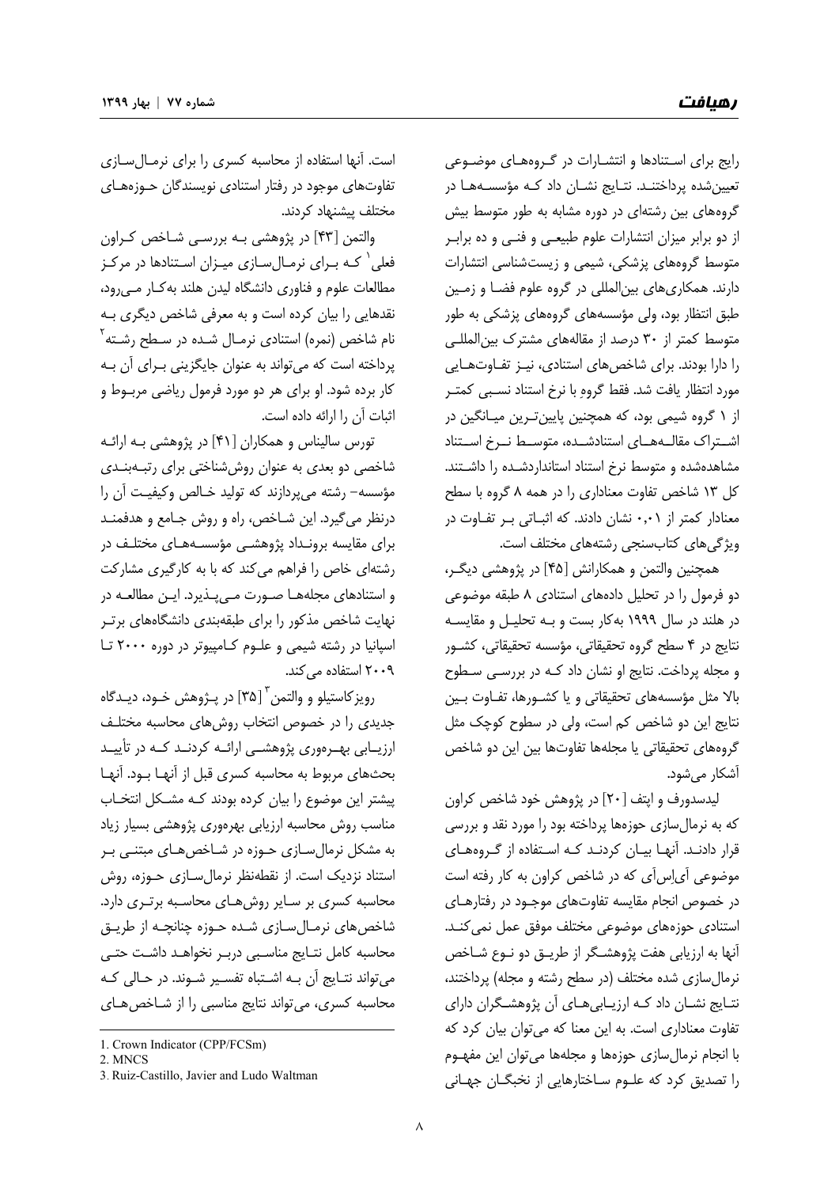رایج برای استنادها و انتشارات در گروه‌های موضوعی تعیین‌شده پرداختند. نتایج نشان داد که مؤسسه‌ها در گروه‌های بین رشته‌ای در دوره مشابه به طور متوسط بیش از دو برابر میزان انتشارات علوم طبیعی و فنی و ده برابر متوسط گروه‌های پزشکی، شیمی و زیست‌شناسی انتشارات دارند. همکاری‌های بین‌المللی در گروه علوم فضا و زمین طبق انتظار بود، ولی مؤسسه‌های گروه‌های پزشکی به طور متوسط کمتر از ۳۰ درصد از مقاله‌های مشترک بین‌المللی را دارا بودند. برای شاخص‌های استنادی، نیز تفاوت‌هایی مورد انتظار یافت شد. فقط گروهِ با نرخ استناد نسبی کمتر از ۱ گروه شیمی بود، که همچنین پایین‌ترین میانگین در اشتراک مقاله‌های استنادشده، متوسط نرخ استناد مشاهده‌شده و متوسط نرخ استناد استانداردشده را داشتند. کل ۱۳ شاخص تفاوت معناداری را در همه ۸ گروه با سطح معنادار کمتر از ۰،۰۱ نشان دادند. که اثباتی بر تفاوت در ویژگی‌های کتاب‌سنجی رشته‌های مختلف است.

همچنین والتمن و همکارانش [۴۵] در پژوهشی دیگر، دو فرمول را در تحلیل داده‌های استنادی ۸ طبقه موضوعی در هلند در سال ۱۹۹۹ به‌کار بست و به تحلیل و مقایسه نتایج در ۴ سطح گروه تحقیقاتی، مؤسسه تحقیقاتی، کشور و مجله پرداخت. نتایج او نشان داد که در بررسی سطوح بالا مثل مؤسسه‌های تحقیقاتی و یا کشورها، تفاوت بین نتایج این دو شاخص کم است، ولی در سطوح کوچک مثل گروه‌های تحقیقاتی یا مجله‌ها تفاوت‌ها بین این دو شاخص آشکار می‌شود.

لیدسدورف و اپتف [۲۰] در پژوهش خود شاخص کراون که به نرمال‌سازی حوزه‌ها پرداخته بود را مورد نقد و بررسی قرار دادند. آنها بیان کردند که استفاده از گروه‌های موضوعی آی‌اس‌آی که در شاخص کراون به کار رفته است در خصوص انجام مقایسه تفاوت‌های موجود در رفتارهای استنادی حوزه‌های موضوعی مختلف موفق عمل نمی‌کند. آنها به ارزیابی هفت پژوهشگر از طریق دو نوع شاخص نرمال‌سازی شده مختلف (در سطح رشته و مجله) پرداختند، نتایج نشان داد که ارزیابی‌های آن پژوهشگران دارای تفاوت معناداری است. به این معنا که می‌توان بیان کرد که با انجام نرمال‌سازی حوزه‌ها و مجله‌ها می‌توان این مفهوم را تصدیق کرد که علوم ساختارهایی از نخبگان جهانی است. آنها استفاده از محاسبه کسری را برای نرمال‌سازی تفاوت‌های موجود در رفتار استنادی نویسندگان حوزه‌های مختلف پیشنهاد کردند.

والتمن [۴۳] در پژوهشی به بررسی شاخص کراون فعلی[1] که برای نرمال‌سازی میزان استنادها در مرکز مطالعات علوم و فناوری دانشگاه لیدن هلند به‌کار می‌رود، نقدهایی را بیان کرده است و به معرفی شاخص دیگری به نام شاخص (نمره) استنادی نرمال شده در سطح رشته[2] پرداخته است که می‌تواند به عنوان جایگزینی برای آن به کار برده شود. او برای هر دو مورد فرمول ریاضی مربوط و اثبات آن را ارائه داده است.

تورس سالیناس و همکاران [۴۱] در پژوهشی به ارائه شاخصی دو بعدی به عنوان روش‌شناختی برای رتبه‌بندی مؤسسه- رشته می‌پردازند که تولید خالص وکیفیت آن را درنظر می‌گیرد. این شاخص، راه و روش جامع و هدفمند برای مقایسه برونداد پژوهشی مؤسسه‌های مختلف در رشته‌ای خاص را فراهم می‌کند که با به کارگیری مشارکت و استنادهای مجله‌ها صورت می‌پذیرد. این مطالعه در نهایت شاخص مذکور را برای طبقه‌بندی دانشگاه‌های برتر اسپانیا در رشته شیمی و علوم کامپیوتر در دوره ۲۰۰۰ تا ۲۰۰۹ استفاده می‌کند.

رویزکاستیلو و والتمن[3] [۳۵] در پژوهش خود، دیدگاه جدیدی را در خصوص انتخاب روش‌های محاسبه مختلف ارزیابی بهره‌وری پژوهشی ارائه کردند که در تأیید بحث‌های مربوط به محاسبه کسری قبل از آنها بود. آنها پیشتر این موضوع را بیان کرده بودند که مشکل انتخاب مناسب روش محاسبه ارزیابی بهره‌وری پژوهشی بسیار زیاد به مشکل نرمال‌سازی حوزه در شاخص‌های مبتنی بر استناد نزدیک است. از نقطه‌نظر نرمال‌سازی حوزه، روش محاسبه کسری بر سایر روش‌های محاسبه برتری دارد. شاخص‌های نرمال‌سازی شده حوزه چنانچه از طریق محاسبه کامل نتایج مناسبی دربر نخواهد داشت حتی می‌تواند نتایج آن به اشتباه تفسیر شوند. در حالی که محاسبه کسری، می‌تواند نتایج مناسبی را از شاخص‌های

---

1. Crown Indicator (CPP/FCSm)
2. MNCS
3. Ruiz-Castillo, Javier and Ludo Waltman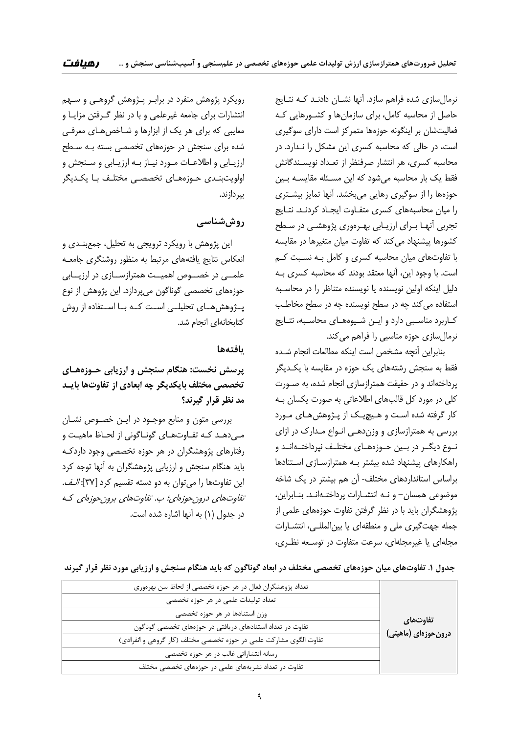نرمال‌سازی شده فراهم سازد. آنها نشـان دادنـد کـه نتـایج حاصل از محاسبه کامل، برای سازمان‌ها و کشـورهایی کـه فعالیتشان بر اینگونه حوزه‌ها متمرکز است دارای سوگیری است، در حالی که محاسبه کسری این مشکل را نـدارد. در محاسبه کسری، هر انتشار صرفنظر از تعـداد نویسـندگانش فقط یک بار محاسبه می‌شود که این مسـئله مقایسـه بـین حوزه‌ها را از سوگیری رهایی می‌بخشد. آنها تمایز بیشـتری را میان محاسبه‌های کسری متفـاوت ایجـاد کردنـد. نتـایج تجربی آنهـا بـرای ارزیـابی بهـره‌وری پژوهشـی در سـطح کشورها پیشنهاد می‌کند که تفاوت میان متغیرها در مقایسه با تفاوت‌های میان محاسبه کسری و کامل بـه نسـبت کـم است. با وجود این، آنها معتقد بودند که محاسبه کسری بـه دلیل اینکه اولین نویسنده یا نویسنده متناظر را در محاسـبه استفاده می‌کند چه در سطح نویسنده چه در سطح مخاطـب کـاربرد مناسـبی دارد و ایـن شـیوه‌هـای محاسـبه، نتـایج نرمال‌سازی حوزه مناسبی را فراهم می‌کند.

بنابراین آنچه مشخص است اینکه مطالعات انجام شـده فقط به سنجش رشته‌های یک حوزه در مقایسه با یکـدیگر پرداخته‌اند و در حقیقت همترازسازی انجام شده، به صـورت کلی در مورد کل قالب‌های اطلاعاتی به صورت یکسان بـه کار گرفته شده اسـت و هـیچیـک از پـژوهش‌هـای مـورد بررسی به همترازسازی و وزن‌دهـی انـواع مـدارک در ازای نـوع دیگـر در بـین حـوزه‌هـای مختلـف نپرداختـه‌انـد و راهکارهای پیشنهاد شده بیشتر بـه همترازسـازی اسـتنادها براساس استانداردهای مختلف- آن هم بیشتر در یک شاخه موضوعی همسان– و نـه انتشـارات پرداختـه‌انـد. بنـابراین، پژوهشگران باید با در نظر گرفتن تفاوت حوزه‌های علمی از جمله جهت‌گیری ملی و منطقه‌ای یا بین‌المللـی، انتشـارات مجله‌ای یا غیرمجله‌ای، سرعت متفاوت در توسـعه نظـری، رویکرد پژوهش منفرد در برابـر پـژوهش گروهـی و سـهم انتشارات برای جامعه غیرعلمی و با در نظر گـرفتن مزایـا و معایبی که برای هر یک از ابزارها و شـاخص‌هـای معرفـی شده برای سنجش در حوزه‌های تخصصی بسته بـه سـطح ارزیـابی و اطلاعـات مـورد نیـاز بـه ارزیـابی و سـنجش و اولویت‌بنـدی حـوزه‌هـای تخصصـی مختلـف بـا یکـدیگر بپردازند.

## روش‌شناسی

این پژوهش با رویکرد ترویجی به تحلیل، جمع‌بنـدی و انعکاس نتایج یافته‌های مرتبط به منظور روشنگری جامعـه علمـی در خصـوص اهمیـت همترازسـازی در ارزیـابی حوزه‌های تخصصی گوناگون می‌پردازد. این پژوهش از نوع پـژوهش‌هـای تحلیلـی اسـت کـه بـا اسـتفاده از روش کتابخانه‌ای انجام شد.

## یافته‌ها

### پرسش نخست: هنگام سنجش و ارزیابی حـوزه‌هـای تخصصی مختلف بایکدیگر چه ابعادی از تفاوت‌ها بایـد مد نظر قرار گیرند؟

بررسی متون و منابع موجـود در ایـن خصـوص نشـان مـی‌دهـد کـه تفـاوت‌هـای گونـاگونی از لحاظ ماهیـت و رفتارهای پژوهشگران در هر حوزه تخصصی وجود داردکـه باید هنگام سنجش و ارزیابی پژوهشگران به آنها توجه کرد این تفاوت‌ها را می‌توان به دو دسته تقسیم کرد [۳۷]: *الـف. تفاوت‌های درون‌حوزه‌ای؛ ب. تفاوت‌های برون‌حوزه‌ای* کـه در جدول (۱) به آنها اشاره شده است.

**جدول ۱. تفاوت‌های میان حوزه‌های تخصصی مختلف در ابعاد گوناگون که باید هنگام سنجش و ارزیابی مورد نظر قرار گیرند**

| | |
|---|---|
| تفاوت‌های درون‌حوزه‌ای (ماهیتی) | تعداد پژوهشگران فعال در هر حوزه تخصصی از لحاظ سن بهره‌وری |
| | تعداد تولیدات علمی در هر حوزه تخصصی |
| | وزن استنادها در هر حوزه تخصصی |
| | تفاوت در تعداد استنادهای دریافتی در حوزه‌های تخصصی گوناگون |
| | تفاوت الگوی مشارکت علمی در حوزه تخصصی مختلف (کار گروهی و انفرادی) |
| | رسانه انتشاراتی غالب در هر حوزه تخصصی |
| | تفاوت در تعداد نشریه‌های علمی در حوزه‌های تخصصی مختلف |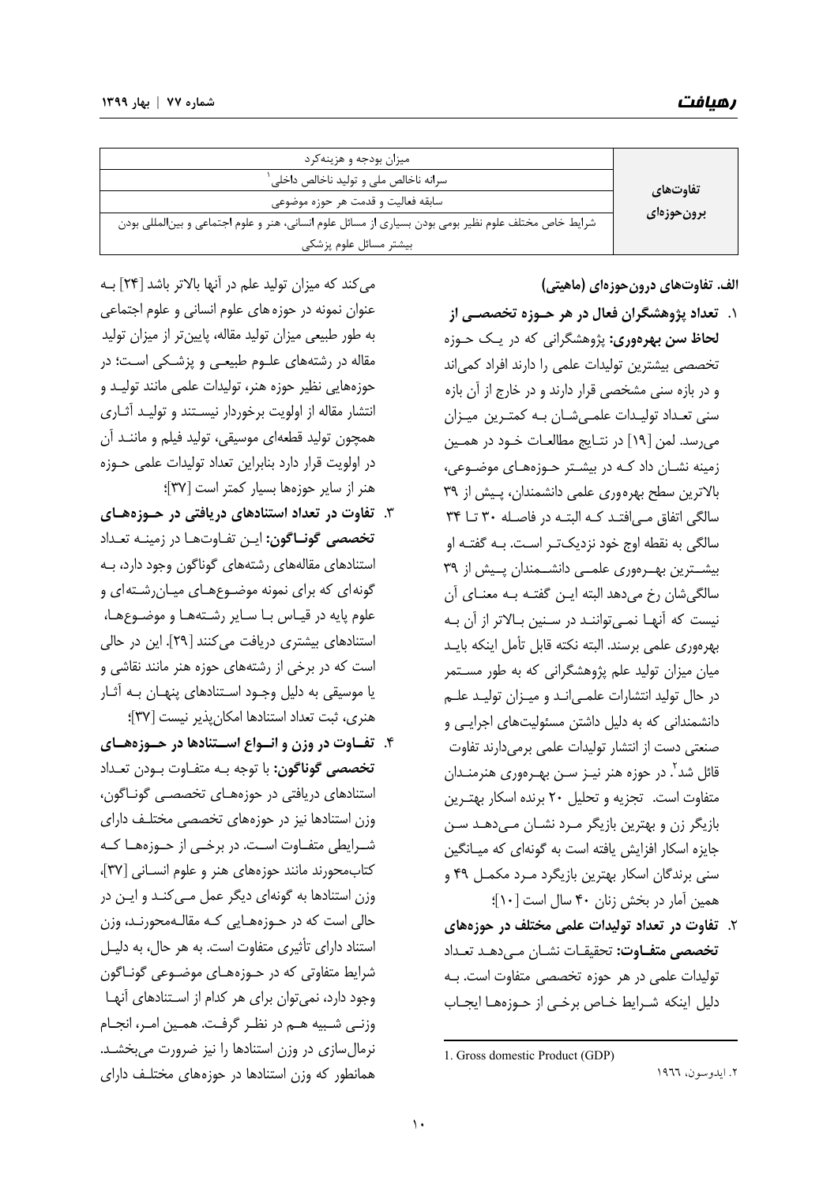| | |
|---|---|
| تفاوت‌های برون‌حوزه‌ای | میزان بودجه و هزینه‌کرد |
| | سرانه ناخالص ملی و تولید ناخالص داخلی[1] |
| | سابقه فعالیت و قدمت هر حوزه موضوعی |
| | شرایط خاص مختلف علوم نظیر بومی بودن بسیاری از مسائل علوم انسانی، هنر و علوم اجتماعی و بین‌المللی بودن بیشتر مسائل علوم پزشکی |

**الف. تفاوت‌های درون‌حوزه‌ای (ماهیتی)**

۱. **تعداد پژوهشگران فعال در هر حوزه تخصصی از لحاظ سن بهره‌وری:** پژوهشگرانی که در یک حوزه تخصصی بیشترین تولیدات علمی را دارند افراد کمی‌اند و در بازه سنی مشخصی قرار دارند و در خارج از آن بازه سنی تعداد تولیدات علمی‌شان به کمترین میزان می‌رسد. لمن [۱۹] در نتایج مطالعات خود در همین زمینه نشان داد که در بیشتر حوزه‌های موضوعی، بالاترین سطح بهره‌وری علمی دانشمندان، پیش از ۳۹ سالگی اتفاق می‌افتد که البته در فاصله ۳۰ تا ۳۴ سالگی به نقطه اوج خود نزدیک‌تر است. به گفته او بیشترین بهره‌وری علمی دانشمندان پیش از ۳۹ سالگی‌شان رخ می‌دهد البته این گفته به معنای آن نیست که آنها نمی‌توانند در سنین بالاتر از آن به بهره‌وری علمی برسند. البته نکته قابل تأمل اینکه باید میان میزان تولید علم پژوهشگرانی که به طور مستمر در حال تولید انتشارات علمی‌اند و میزان تولید علم دانشمندانی که به دلیل داشتن مسئولیت‌های اجرایی و صنعتی دست از انتشار تولیدات علمی برمی‌دارند تفاوت قائل شد[2]. در حوزه هنر نیز سن بهره‌وری هنرمندان متفاوت است. تجزیه و تحلیل ۲۰ برنده اسکار بهترین بازیگر زن و بهترین بازیگر مرد نشان می‌دهد سن جایزه اسکار افزایش یافته است به گونه‌ای که میانگین سنی برندگان اسکار بهترین بازیگرد مرد مکمل ۴۹ و همین آمار در بخش زنان ۴۰ سال است [۱۰]؛

۲. **تفاوت در تعداد تولیدات علمی مختلف در حوزه‌های تخصصی متفاوت:** تحقیقات نشان می‌دهد تعداد تولیدات علمی در هر حوزه تخصصی متفاوت است. به دلیل اینکه شرایط خاص برخی از حوزه‌ها ایجاب می‌کند که میزان تولید علم در آنها بالاتر باشد [۲۴] به عنوان نمونه در حوزه‌های علوم انسانی و علوم اجتماعی به طور طبیعی میزان تولید مقاله، پایین‌تر از میزان تولید مقاله در رشته‌های علوم طبیعی و پزشکی است؛ در حوزه‌هایی نظیر حوزه هنر، تولیدات علمی مانند تولید و انتشار مقاله از اولویت برخوردار نیستند و تولید آثاری همچون تولید قطعه‌ای موسیقی، تولید فیلم و مانند آن در اولویت قرار دارد بنابراین تعداد تولیدات علمی حوزه هنر از سایر حوزه‌ها بسیار کمتر است [۳۷]؛

۳. **تفاوت در تعداد استنادهای دریافتی در حوزه‌های تخصصی گوناگون:** این تفاوت‌ها در زمینه تعداد استنادهای مقاله‌های رشته‌های گوناگون وجود دارد، به گونه‌ای که برای نمونه موضوع‌های میان‌رشته‌ای و علوم پایه در قیاس با سایر رشته‌ها و موضوع‌ها، استنادهای بیشتری دریافت می‌کنند [۲۹]. این در حالی است که در برخی از رشته‌های حوزه هنر مانند نقاشی و یا موسیقی به دلیل وجود استنادهای پنهان به آثار هنری، ثبت تعداد استنادها امکان‌پذیر نیست [۳۷]؛

۴. **تفاوت در وزن و انواع استنادها در حوزه‌های تخصصی گوناگون:** با توجه به متفاوت بودن تعداد استنادهای دریافتی در حوزه‌های تخصصی گوناگون، وزن استنادها نیز در حوزه‌های تخصصی مختلف دارای شرایطی متفاوت است. در برخی از حوزه‌ها که کتاب‌محورند مانند حوزه‌های هنر و علوم انسانی [۳۷]، وزن استنادها به گونه‌ای دیگر عمل می‌کند و این در حالی است که در حوزه‌هایی که مقاله‌محورند، وزن استناد دارای تأثیری متفاوت است. به هر حال، به دلیل شرایط متفاوتی که در حوزه‌های موضوعی گوناگون وجود دارد، نمی‌توان برای هر کدام از استنادهای آنها وزنی شبیه هم در نظر گرفت. همین امر، انجام نرمال‌سازی در وزن استنادها را نیز ضرورت می‌بخشد. همانطور که وزن استنادها در حوزه‌های مختلف دارای

---

1. Gross domestic Product (GDP)

۲. ایدوسون، ۱۹٦٦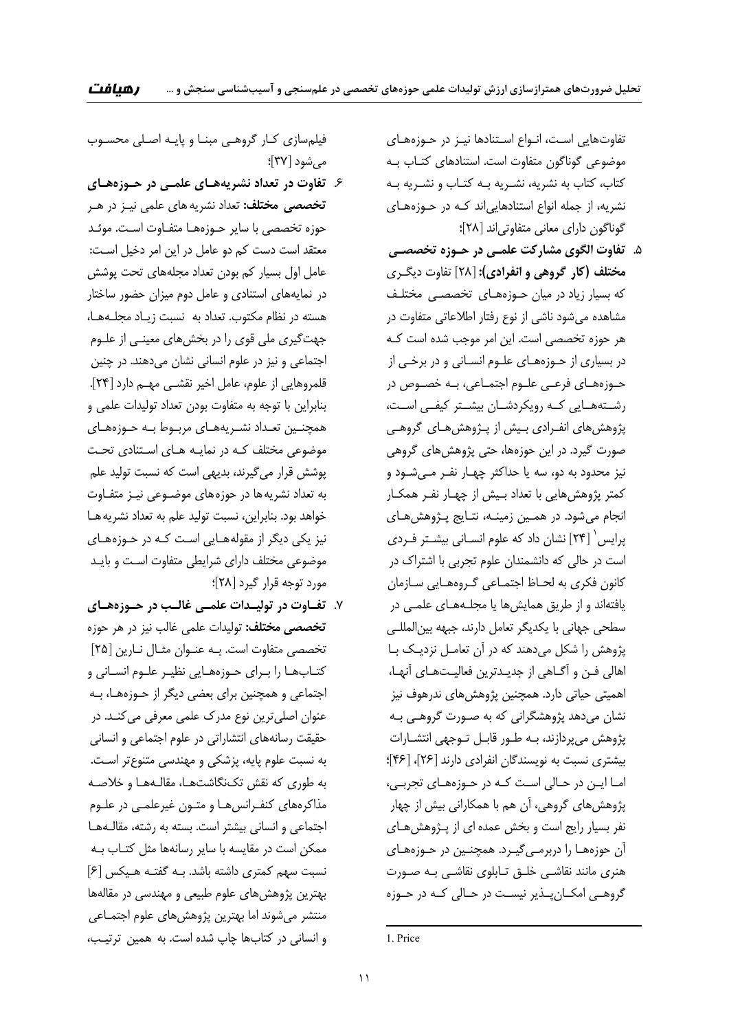تفاوت‌هایی است، انواع استنادها نیز در حوزه‌های موضوعی گوناگون متفاوت است. استنادهای کتاب به کتاب، کتاب به نشریه، نشریه به کتاب و نشریه به نشریه، از جمله انواع استنادهایی‌اند که در حوزه‌های گوناگون دارای معانی متفاوتی‌اند [۲۸]؛

۵. **تفاوت الگوی مشارکت علمی در حوزه تخصصی مختلف (کار گروهی و انفرادی):** [۲۸] تفاوت دیگری که بسیار زیاد در میان حوزه‌های تخصصی مختلف مشاهده می‌شود ناشی از نوع رفتار اطلاعاتی متفاوت در هر حوزه تخصصی است. این امر موجب شده است که در بسیاری از حوزه‌های علوم انسانی و در برخی از حوزه‌های فرعی علوم اجتماعی، به خصوص در رشته‌هایی که رویکردشان بیشتر کیفی است، پژوهش‌های انفرادی بیش از پژوهش‌های گروهی صورت گیرد. در این حوزه‌ها، حتی پژوهش‌های گروهی نیز محدود به دو، سه یا حداکثر چهار نفر می‌شود و کمتر پژوهش‌هایی با تعداد بیش از چهار نفر همکار انجام می‌شود. در همین زمینه، نتایج پژوهش‌های پرایس[1] [۲۴] نشان داد که علوم انسانی بیشتر فردی است در حالی که دانشمندان علوم تجربی با اشتراک در کانون فکری به لحاظ اجتماعی گروه‌هایی سازمان یافته‌اند و از طریق همایش‌ها یا مجله‌های علمی در سطحی جهانی با یکدیگر تعامل دارند، جبهه بین‌المللی پژوهش را شکل می‌دهند که در آن تعامل نزدیک با اهالی فن و آگاهی از جدیدترین فعالیت‌های آنها، اهمیتی حیاتی دارد. همچنین پژوهش‌های ندرهوف نیز نشان می‌دهد پژوهشگرانی که به صورت گروهی به پژوهش می‌پردازند، به طور قابل توجهی انتشارات بیشتری نسبت به نویسندگان انفرادی دارند [۲۶]، [۴۶]؛ اما این در حالی است که در حوزه‌های تجربی، پژوهش‌های گروهی، آن هم با همکارانی بیش از چهار نفر بسیار رایج است و بخش عمده ای از پژوهش‌های آن حوزه‌ها را دربرمی‌گیرد. همچنین در حوزه‌های هنری مانند نقاشی خلق تابلوی نقاشی به صورت گروهی امکان‌پذیر نیست در حالی که در حوزه فیلم‌سازی کار گروهی مبنا و پایه اصلی محسوب می‌شود [۳۷]؛

۶. **تفاوت در تعداد نشریه‌های علمی در حوزه‌های تخصصی مختلف:** تعداد نشریه های علمی نیز در هر حوزه تخصصی با سایر حوزه‌ها متفاوت است. موئد معتقد است دست کم دو عامل در این امر دخیل است: عامل اول بسیار کم بودن تعداد مجله‌های تحت پوشش در نمایه‌های استنادی و عامل دوم میزان حضور ساختار هسته در نظام مکتوب. تعداد به نسبت زیاد مجله‌ها، جهت‌گیری ملی قوی را در بخش‌های معینی از علوم اجتماعی و نیز در علوم انسانی نشان می‌دهند. در چنین قلمروهایی از علوم، عامل اخیر نقشی مهم دارد [۲۴]. بنابراین با توجه به متفاوت بودن تعداد تولیدات علمی و همچنین تعداد نشریه‌های مربوط به حوزه‌های موضوعی مختلف که در نمایه های استنادی تحت پوشش قرار می‌گیرند، بدیهی است که نسبت تولید علم به تعداد نشریه ها در حوزه های موضوعی نیز متفاوت خواهد بود. بنابراین، نسبت تولید علم به تعداد نشریه ها نیز یکی دیگر از مقوله‌هایی است که در حوزه‌های موضوعی مختلف دارای شرایطی متفاوت است و باید مورد توجه قرار گیرد [۲۸]؛

۷. **تفاوت در تولیدات علمی غالب در حوزه‌های تخصصی مختلف:** تولیدات علمی غالب نیز در هر حوزه تخصصی متفاوت است. به عنوان مثال نارین [۲۵] کتاب‌ها را برای حوزه‌هایی نظیر علوم انسانی و اجتماعی و همچنین برای بعضی دیگر از حوزه‌ها، به عنوان اصلی‌ترین نوع مدرک علمی معرفی می‌کند. در حقیقت رسانه‌های انتشاراتی در علوم اجتماعی و انسانی به نسبت علوم پایه، پزشکی و مهندسی متنوع‌تر است. به طوری که نقش تک‌نگاشت‌ها، مقاله‌ها و خلاصه مذاکره‌های کنفرانس‌ها و متون غیرعلمی در علوم اجتماعی و انسانی بیشتر است. بسته به رشته، مقاله‌ها ممکن است در مقایسه با سایر رسانه‌ها مثل کتاب به نسبت سهم کمتری داشته باشد. به گفته هیکس [۶] بهترین پژوهش‌های علوم طبیعی و مهندسی در مقاله‌ها منتشر می‌شوند اما بهترین پژوهش‌های علوم اجتماعی و انسانی در کتاب‌ها چاپ شده است. به همین ترتیب،

---

1. Price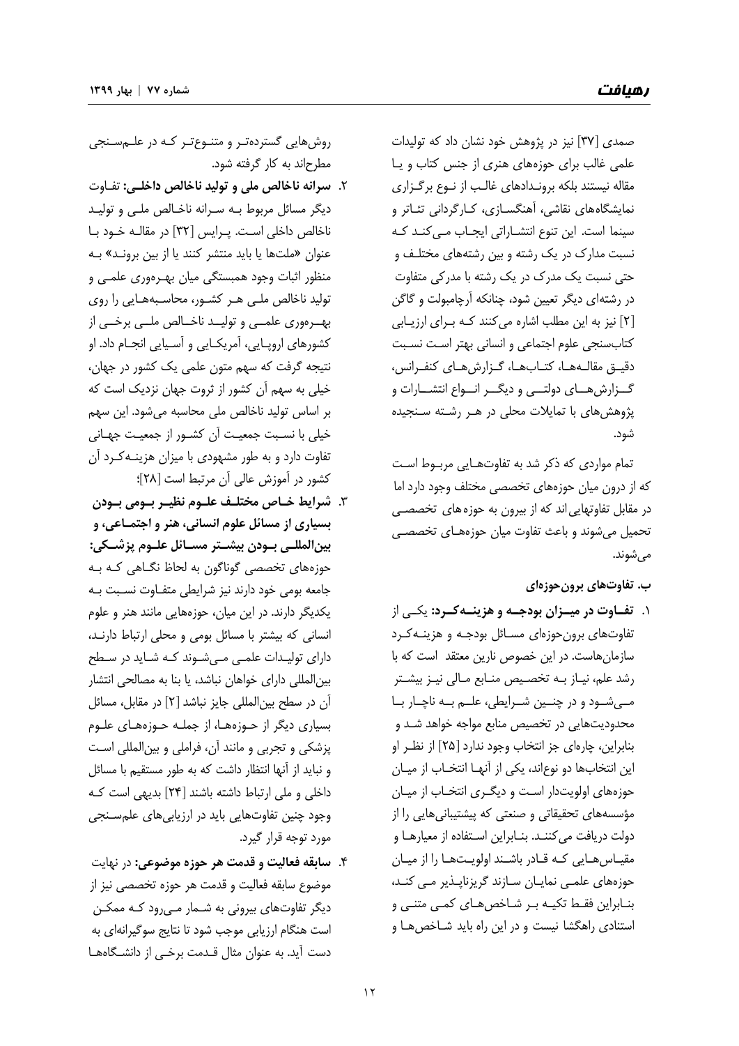صمدی [37] نیز در پژوهش خود نشان داد که تولیدات علمی غالب برای حوزه‌های هنری از جنس کتاب و یا مقاله نیستند بلکه برونـدادهای غالـب از نـوع برگـزاری نمایشگاه‌های نقاشی، آهنگسـازی، کـارگردانی تئـاتر و سینما است. این تنوع انتشـاراتی ایجـاب مـی‌کنـد کـه نسبت مدارک در یک رشته و بین رشته‌های مختلـف و حتی نسبت یک مدرک در یک رشته با مدرکی متفاوت در رشته‌ای دیگر تعیین شود، چنانکه آرچامبولت و گاگن [2] نیز به این مطلب اشاره می‌کنند کـه بـرای ارزیـابی کتاب‌سنجی علوم اجتماعی و انسانی بهتر اسـت نسـبت دقیـق مقالـه‌هـا، کتـاب‌هـا، گـزارش‌هـای کنفـرانس، گـــزارش‌هـــای دولتـــی و دیگـــر انـــواع انتشـــارات و پژوهش‌های با تمایلات محلی در هـر رشـته سـنجیده شود.

تمام مواردی که ذکر شد به تفاوت‌هـایی مربـوط اسـت که از درون میان حوزه‌های تخصصی مختلف وجود دارد اما در مقابل تفاوتهایی‌اند که از بیرون به حوزه‌های تخصصـی تحمیل می‌شوند و باعث تفاوت میان حوزه‌هـای تخصصـی می‌شوند.

### ب. تفاوت‌های برون‌حوزه‌ای

1. **تفـاوت در میـزان بودجـه و هزینـه‌کـرد:** یکـی از تفاوت‌های برون‌حوزه‌ای مسـائل بودجـه و هزینـه‌کـرد سازمان‌هاست. در این خصوص نارین معتقد است که با رشد علم، نیـاز بـه تخصـیص منـابع مـالی نیـز بیشـتر مـی‌شـود و در چنـین شـرایطی، علـم بـه ناچـار بـا محدودیت‌هایی در تخصیص منابع مواجه خواهد شـد و بنابراین، چاره‌ای جز انتخاب وجود ندارد [25] از نظـر او این انتخاب‌ها دو نوع‌اند، یکی از آنهـا انتخـاب از میـان حوزه‌های اولویت‌دار اسـت و دیگـری انتخـاب از میـان مؤسسه‌های تحقیقاتی و صنعتی که پشتیبانی‌هایی را از دولت دریافت می‌کننـد. بنـابراین اسـتفاده از معیارهـا و مقیـاس‌هـایی کـه قـادر باشـند اولویـت‌هـا را از میـان حوزه‌های علمـی نمایـان سـازند گریزناپـذیر مـی کنـد، بنـابراین فقـط تکیـه بـر شـاخص‌هـای کمـی متنـی و استنادی راهگشا نیست و در این راه باید شـاخص‌هـا و روش‌هایی گسترده‌تـر و متنـوع‌تـر کـه در علـم‌سـنجی مطرح‌اند به کار گرفته شود.

2. **سرانه ناخالص ملی و تولید ناخالص داخلـی:** تفـاوت دیگر مسائل مربوط بـه سـرانه ناخـالص ملـی و تولیـد ناخالص داخلی اسـت. پـرایس [32] در مقالـه خـود بـا عنوان «ملت‌ها یا باید منتشر کنند یا از بین بروند» بـه منظور اثبات وجود همبستگی میان بهـره‌وری علمـی و تولید ناخالص ملـی هـر کشـور، محاسـبه‌هـایی را روی بهـره‌وری علمـی و تولیـد ناخـالص ملـی برخـی از کشورهای اروپـایی، آمریکـایی و آسـیایی انجـام داد. او نتیجه گرفت که سهم متون علمی یک کشور در جهان، خیلی به سهم آن کشور از ثروت جهان نزدیک است که بر اساس تولید ناخالص ملی محاسبه می‌شود. این سهم خیلی با نسـبت جمعیـت آن کشـور از جمعیـت جهـانی تفاوت دارد و به طور مشهودی با میزان هزینـه‌کـرد آن کشور در آموزش عالی آن مرتبط است [28]؛

3. **شرایط خـاص مختلـف علـوم نظیـر بـومی بـودن بسیاری از مسائل علوم انسانی، هنر و اجتمـاعی، و بین‌المللـی بـودن بیشـتر مسـائل علـوم پزشـکی:** حوزه‌های تخصصی گوناگون به لحاظ نگـاهی کـه بـه جامعه بومی خود دارند نیز شرایطی متفـاوت نسـبت بـه یکدیگر دارند. در این میان، حوزه‌هایی مانند هنر و علوم انسانی که بیشتر با مسائل بومی و محلی ارتباط دارنـد، دارای تولیـدات علمـی مـی‌شـوند کـه شـاید در سـطح بین‌المللی دارای خواهان نباشد، یا بنا به مصالحی انتشار آن در سطح بین‌المللی جایز نباشد [2] در مقابل، مسائل بسیاری دیگر از حـوزه‌هـا، از جملـه حـوزه‌هـای علـوم پزشکی و تجربی و مانند آن، فراملی و بین‌المللی اسـت و نباید از آنها انتظار داشت که به طور مستقیم با مسائل داخلی و ملی ارتباط داشته باشند [24] بدیهی است کـه وجود چنین تفاوت‌هایی باید در ارزیابی‌های علم‌سـنجی مورد توجه قرار گیرد.

4. **سابقه فعالیت و قدمت هر حوزه موضوعی:** در نهایت موضوع سابقه فعالیت و قدمت هر حوزه تخصصی نیز از دیگر تفاوت‌های بیرونی به شـمار مـی‌رود کـه ممکـن است هنگام ارزیابی موجب شود تا نتایج سوگیرانه‌ای به دست آید. به عنوان مثال قـدمت برخـی از دانشـگاه‌هـا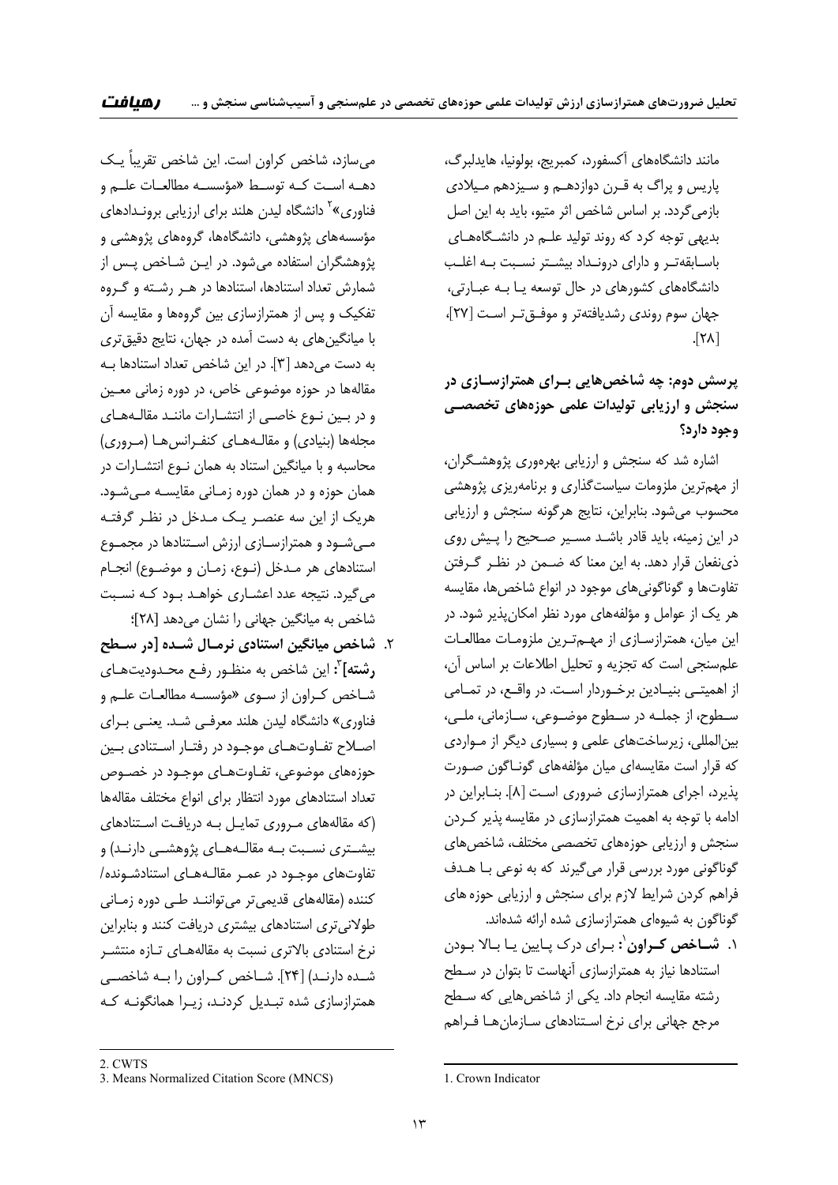مانند دانشگاه‌های آکسفورد، کمبریج، بولونیا، هایدلبرگ، پاریس و پراگ به قرن دوازدهم و سیزدهم میلادی بازمی‌گردد. بر اساس شاخص اثر متیو، باید به این اصل بدیهی توجه کرد که روند تولید علم در دانشگاه‌های باسابقه‌تر و دارای درونداد بیشتر نسبت به اغلب دانشگاه‌های کشورهای در حال توسعه یا به عبارتی، جهان سوم روندی رشدیافته‌تر و موفق‌تر است [۲۷]، [۲۸].

## پرسش دوم: چه شاخص‌هایی برای همترازسازی در سنجش و ارزیابی تولیدات علمی حوزه‌های تخصصی وجود دارد؟

اشاره شد که سنجش و ارزیابی بهره‌وری پژوهشگران، از مهم‌ترین ملزومات سیاست‌گذاری و برنامه‌ریزی پژوهشی محسوب می‌شود. بنابراین، نتایج هرگونه سنجش و ارزیابی در این زمینه، باید قادر باشد مسیر صحیح را پیش روی ذی‌نفعان قرار دهد. به این معنا که ضمن در نظر گرفتن تفاوت‌ها و گوناگونی‌های موجود در انواع شاخص‌ها، مقایسه هر یک از عوامل و مؤلفه‌های مورد نظر امکان‌پذیر شود. در این میان، همترازسازی از مهم‌ترین ملزومات مطالعات علم‌سنجی است که تجزیه و تحلیل اطلاعات بر اساس آن، از اهمیتی بنیادین برخوردار است. در واقع، در تمامی سطوح، از جمله در سطوح موضوعی، سازمانی، ملی، بین‌المللی، زیرساخت‌های علمی و بسیاری دیگر از مواردی که قرار است مقایسه‌ای میان مؤلفه‌های گوناگون صورت پذیرد، اجرای همترازسازی ضروری است [۸]. بنابراین در ادامه با توجه به اهمیت همترازسازی در مقایسه‌پذیر کردن سنجش و ارزیابی حوزه‌های تخصصی مختلف، شاخص‌های گوناگونی مورد بررسی قرار می‌گیرند که به نوعی با هدف فراهم کردن شرایط لازم برای سنجش و ارزیابی حوزه‌های گوناگون به شیوه‌ای همترازسازی شده ارائه شده‌اند.

۱. **شاخص کراون**[۱]: برای درک پایین یا بالا بودن استنادها نیاز به همترازسازی آنهاست تا بتوان در سطح رشته مقایسه انجام داد. یکی از شاخص‌هایی که سطح مرجع جهانی برای نرخ استنادهای سازمان‌ها فراهم می‌سازد، شاخص کراون است. این شاخص تقریباً یک دهه است که توسط «مؤسسه مطالعات علم و فناوری»[۲] دانشگاه لیدن هلند برای ارزیابی بروندادهای مؤسسه‌های پژوهشی، دانشگاه‌ها، گروه‌های پژوهشی و پژوهشگران استفاده می‌شود. در این شاخص پس از شمارش تعداد استنادها، استنادها در هر رشته و گروه تفکیک و پس از همترازسازی بین گروه‌ها و مقایسه آن با میانگین‌های به دست آمده در جهان، نتایج دقیق‌تری به دست می‌دهد [۳]. در این شاخص تعداد استنادها به مقاله‌ها در حوزه موضوعی خاص، در دوره زمانی معین و در بین نوع خاصی از انتشارات مانند مقاله‌های مجله‌ها (بنیادی) و مقاله‌های کنفرانس‌ها (مروری) محاسبه و با میانگین استناد به همان نوع انتشارات در همان حوزه و در همان دوره زمانی مقایسه می‌شود. هریک از این سه عنصر یک مدخل در نظر گرفته می‌شود و همترازسازی ارزش استنادها در مجموع استنادهای هر مدخل (نوع، زمان و موضوع) انجام می‌گیرد. نتیجه عدد اعشاری خواهد بود که نسبت شاخص به میانگین جهانی را نشان می‌دهد [۲۸]؛

۲. **شاخص میانگین استنادی نرمال شده [در سطح رشته]**[۳]: این شاخص به منظور رفع محدودیت‌های شاخص کراون از سوی «مؤسسه مطالعات علم و فناوری» دانشگاه لیدن هلند معرفی شد. یعنی برای اصلاح تفاوت‌های موجود در رفتار استنادی بین حوزه‌های موضوعی، تفاوت‌های موجود در خصوص تعداد استنادهای مورد انتظار برای انواع مختلف مقاله‌ها (که مقاله‌های مروری تمایل به دریافت استنادهای بیشتری نسبت به مقاله‌های پژوهشی دارند) و تفاوت‌های موجود در عمر مقاله‌های استنادشونده/کننده (مقاله‌های قدیمی‌تر می‌توانند طی دوره زمانی طولانی‌تری استنادهای بیشتری دریافت کنند و بنابراین نرخ استنادی بالاتری نسبت به مقاله‌های تازه منتشر شده دارند) [۲۴]. شاخص کراون را به شاخصی همترازسازی شده تبدیل کردند، زیرا همانگونه که

---

1. Crown Indicator
2. CWTS
3. Means Normalized Citation Score (MNCS)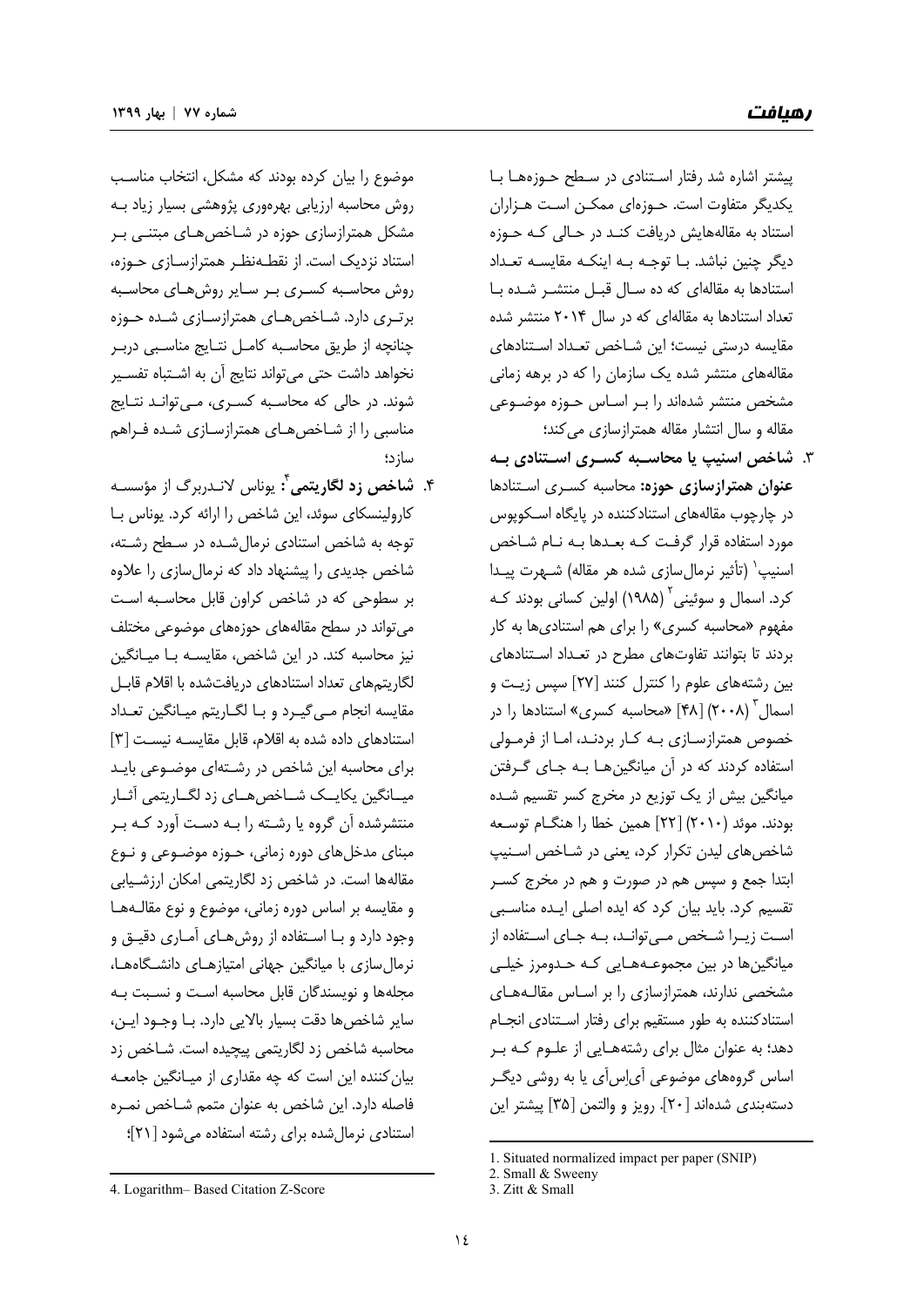پیشتر اشاره شد رفتار استنادی در سطح حوزه‌ها با یکدیگر متفاوت است. حوزه‌ای ممکن است هزاران استناد به مقاله‌هایش دریافت کند در حالی که حوزه دیگر چنین نباشد. با توجه به اینکه مقایسه تعداد استنادها به مقاله‌ای که ده سال قبل منتشر شده با تعداد استنادها به مقاله‌ای که در سال ۲۰۱۴ منتشر شده مقایسه درستی نیست؛ این شاخص تعداد استنادهای مقاله‌های منتشر شده یک سازمان را که در برهه زمانی مشخص منتشر شده‌اند را بر اساس حوزه موضوعی مقاله و سال انتشار مقاله همترازسازی می‌کند؛

۳. **شاخص اسنیپ یا محاسبه کسری استنادی به عنوان همترازسازی حوزه:** محاسبه کسری استنادها در چارچوب مقاله‌های استنادکننده در پایگاه اسکوپوس مورد استفاده قرار گرفت که بعدها به نام شاخص اسنیپ[1] (تأثیر نرمال‌سازی شده هر مقاله) شهرت پیدا کرد. اسمال و سوئینی[2] (۱۹۸۵) اولین کسانی بودند که مفهوم «محاسبه کسری» را برای هم استنادی‌ها به کار بردند تا بتوانند تفاوت‌های مطرح در تعداد استنادهای بین رشته‌های علوم را کنترل کنند [۲۷] سپس زیت و اسمال[3] (۲۰۰۸) [۴۸] «محاسبه کسری» استنادها را در خصوص همترازسازی به کار بردند، اما از فرمولی استفاده کردند که در آن میانگین‌ها به جای گرفتن میانگین بیش از یک توزیع در مخرج کسر تقسیم شده بودند. موئد (۲۰۱۰) [۲۲] همین خطا را هنگام توسعه شاخص‌های لیدن تکرار کرد، یعنی در شاخص اسنیپ ابتدا جمع و سپس هم در صورت و هم در مخرج کسر تقسیم کرد. باید بیان کرد که ایده اصلی ایده مناسبی است زیرا شخص می‌تواند، به جای استفاده از میانگین‌ها در بین مجموعه‌هایی که حدومرز خیلی مشخصی ندارند، همترازسازی را بر اساس مقاله‌های استنادکننده به طور مستقیم برای رفتار استنادی انجام دهد؛ به عنوان مثال برای رشته‌هایی از علوم که بر اساس گروه‌های موضوعی آی‌اس‌آی یا به روشی دیگر دسته‌بندی شده‌اند [۲۰]. رویز و والتمن [۳۵] پیشتر این موضوع را بیان کرده بودند که مشکل، انتخاب مناسب روش محاسبه ارزیابی بهره‌وری پژوهشی بسیار زیاد به شکل همترازسازی حوزه در شاخص‌های مبتنی بر استناد نزدیک است. از نقطه‌نظر همترازسازی حوزه، روش محاسبه کسری بر سایر روش‌های محاسبه برتری دارد. شاخص‌های همترازسازی شده حوزه چنانچه از طریق محاسبه کامل نتایج مناسبی دربر نخواهد داشت حتی می‌تواند نتایج آن به اشتباه تفسیر شوند. در حالی که محاسبه کسری، می‌توانند نتایج مناسبی را از شاخص‌های همترازسازی شده فراهم سازد؛

۴. **شاخص زد لگاریتمی[4]:** یوناس لاندربرگ از مؤسسه کارولینسکای سوئد، این شاخص را ارائه کرد. یوناس با توجه به شاخص استنادی نرمال‌شده در سطح رشته، شاخص جدیدی را پیشنهاد داد که نرمال‌سازی را علاوه بر سطوحی که در شاخص کراون قابل محاسبه است می‌تواند در سطح مقاله‌های حوزه‌های موضوعی مختلف نیز محاسبه کند. در این شاخص، مقایسه با میانگین لگاریتم‌های تعداد استنادهای دریافت‌شده با اقلام قابل مقایسه انجام می‌گیرد و با لگاریتم میانگین تعداد استنادهای داده شده به اقلام، قابل مقایسه نیست [۳] برای محاسبه این شاخص در رشته‌ای موضوعی باید میانگین یکایک شاخص‌های زد لگاریتمی آثار منتشرشده آن گروه یا رشته را به دست آورد که بر مبنای مدخل‌های دوره زمانی، حوزه موضوعی و نوع مقاله‌ها است. در شاخص زد لگاریتمی امکان ارزشیابی و مقایسه بر اساس دوره زمانی، موضوع و نوع مقاله‌ها وجود دارد و با استفاده از روش‌های آماری دقیق و نرمال‌سازی با میانگین جهانی امتیازهای دانشگاه‌ها، مجله‌ها و نویسندگان قابل محاسبه است و نسبت به سایر شاخص‌ها دقت بسیار بالایی دارد. با وجود این، محاسبه شاخص زد لگاریتمی پیچیده است. شاخص زد بیان‌کننده این است که چه مقداری از میانگین جامعه فاصله دارد. این شاخص به عنوان متمم شاخص نمره استنادی نرمال‌شده برای رشته استفاده می‌شود [۲۱]؛

---

1. Situated normalized impact per paper (SNIP)
2. Small & Sweeny
3. Zitt & Small
4. Logarithm– Based Citation Z-Score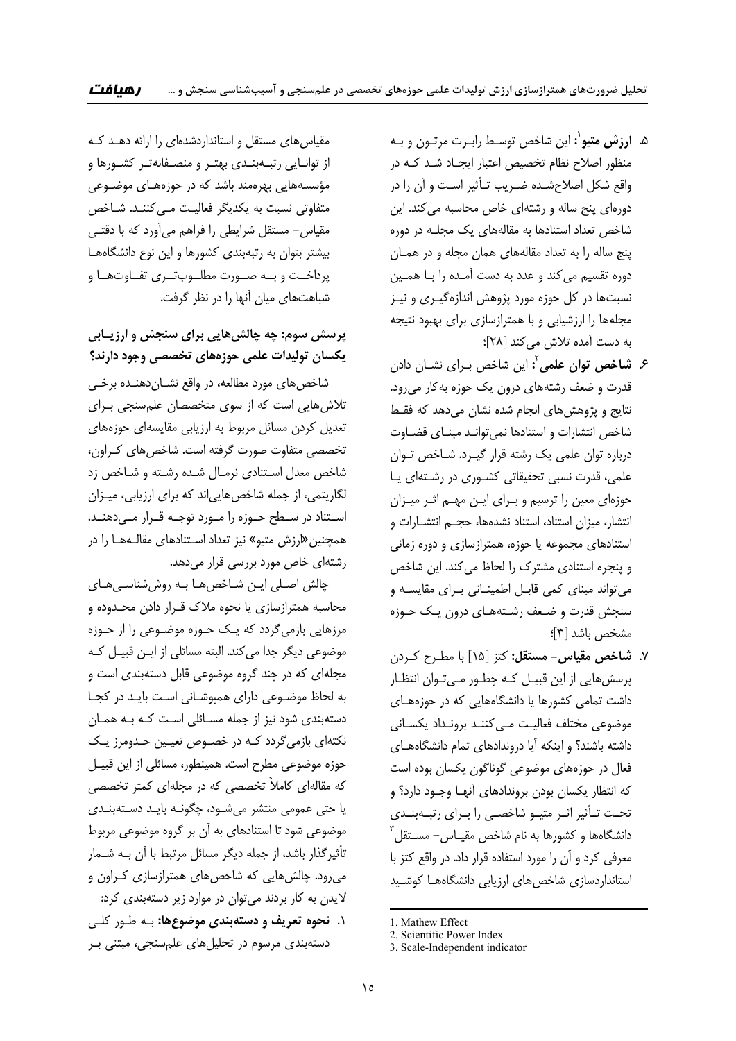۵. **ارزش متیو**[1]: این شاخص توسط رابرت مرتون و به منظور اصلاح نظام تخصیص اعتبار ایجاد شد که در واقع شکل اصلاح‌شده ضریب تأثیر است و آن را در دوره‌ای پنج ساله و رشته‌ای خاص محاسبه می‌کند. این شاخص تعداد استنادها به مقاله‌های یک مجله در دوره پنج ساله را به تعداد مقاله‌های همان مجله و در همان دوره تقسیم می‌کند و عدد به دست آمده را با همین نسبت‌ها در کل حوزه مورد پژوهش اندازه‌گیری و نیز مجله‌ها را ارزشیابی و با همترازسازی برای بهبود نتیجه به دست آمده تلاش می‌کند [۲۸]؛

۶. **شاخص توان علمی**[2]: این شاخص برای نشان دادن قدرت و ضعف رشته‌های درون یک حوزه به‌کار می‌رود. نتایج و پژوهش‌های انجام شده نشان می‌دهد که فقط شاخص انتشارات و استنادها نمی‌تواند مبنای قضاوت درباره توان علمی یک رشته قرار گیرد. شاخص توان علمی، قدرت نسبی تحقیقاتی کشوری در رشته‌ای یا حوزه‌ای معین را ترسیم و برای این مهم اثر میزان انتشار، میزان استناد، استناد نشده‌ها، حجم انتشارات و استنادهای مجموعه یا حوزه، همترازسازی و دوره زمانی و پنجره استنادی مشترک را لحاظ می‌کند. این شاخص می‌تواند مبنای کمی قابل اطمینانی برای مقایسه و سنجش قدرت و ضعف رشته‌های درون یک حوزه مشخص باشد [۳]؛

۷. **شاخص مقیاس- مستقل:** کتز [۱۵] با مطرح کردن پرسش‌هایی از این قبیل که چطور می‌توان انتظار داشت تمامی کشورها یا دانشگاه‌هایی که در حوزه‌های موضوعی مختلف فعالیت می‌کنند بروندادهای یکسانی داشته باشند؟ و اینکه آیا دروندادهای تمام دانشگاه‌های فعال در حوزه‌های موضوعی گوناگون یکسان بوده است که انتظار یکسان بودن بروندادهای آنها وجود دارد؟ و تحت تأثیر اثر متیو شاخصی را برای رتبه‌بندی دانشگاه‌ها و کشورها به نام شاخص مقیاس- مستقل[3] معرفی کرد و آن را مورد استفاده قرار داد. در واقع کتز با استانداردسازی شاخص‌های ارزیابی دانشگاه‌ها کوشید مقیاس‌های مستقل و استانداردشده‌ای را ارائه دهد که از توانایی رتبه‌بندی بهتر و منصفانه‌تر کشورها و مؤسسه‌هایی بهره‌مند باشد که در حوزه‌های موضوعی متفاوتی نسبت به یکدیگر فعالیت می‌کنند. شاخص مقیاس- مستقل شرایطی را فراهم می‌آورد که با دقتی بیشتر بتوان به رتبه‌بندی کشورها و این نوع دانشگاه‌ها پرداخت و به صورت مطلوب‌تری تفاوت‌ها و شباهت‌های میان آنها را در نظر گرفت.

## پرسش سوم: چه چالش‌هایی برای سنجش و ارزیابی یکسان تولیدات علمی حوزه‌های تخصصی وجود دارند؟

شاخص‌های مورد مطالعه، در واقع نشان‌دهنده برخی تلاش‌هایی است که از سوی متخصصان علم‌سنجی برای تعدیل کردن مسائل مربوط به ارزیابی مقایسه‌ای حوزه‌های تخصصی متفاوت صورت گرفته است. شاخص‌های کراون، شاخص معدل استنادی نرمال شده رشته و شاخص زد لگاریتمی، از جمله شاخص‌هایی‌اند که برای ارزیابی، میزان استناد در سطح حوزه مورد توجه قرار می‌دهند. همچنین «ارزش متیو» نیز تعداد استنادهای مقاله‌ها را در رشته‌ای خاص مورد بررسی قرار می‌دهد.

چالش اصلی این شاخص‌ها به روش‌شناسی‌های محاسبه همترازسازی یا نحوه ملاک قرار دادن محدوده و مرزهایی بازمی‌گردد که یک حوزه موضوعی را از حوزه موضوعی دیگر جدا می‌کند. البته مسائلی از این قبیل که مجله‌ای که در چند گروه موضوعی قابل دسته‌بندی است و به لحاظ موضوعی دارای همپوشانی است باید در کجا دسته‌بندی شود نیز از جمله مسائلی است که به همان نکته‌ای بازمی‌گردد که در خصوص تعیین حدومرز یک حوزه موضوعی مطرح است. همینطور، مسائلی از این قبیل که مقاله‌ای کاملاً تخصصی که در مجله‌ای کمتر تخصصی یا حتی عمومی منتشر می‌شود، چگونه باید دسته‌بندی موضوعی شود تا استنادهای به آن بر گروه موضوعی مربوط تأثیرگذار باشد، از جمله دیگر مسائل مرتبط با آن به شمار می‌رود. چالش‌هایی که شاخص‌های همترازسازی کراون و لایدن به کار بردند می‌توان در موارد زیر دسته‌بندی کرد:

۱. **نحوه تعریف و دسته‌بندی موضوع‌ها:** به طور کلی دسته‌بندی مرسوم در تحلیل‌های علم‌سنجی، مبتنی بر

---

1. Mathew Effect
2. Scientific Power Index
3. Scale-Independent indicator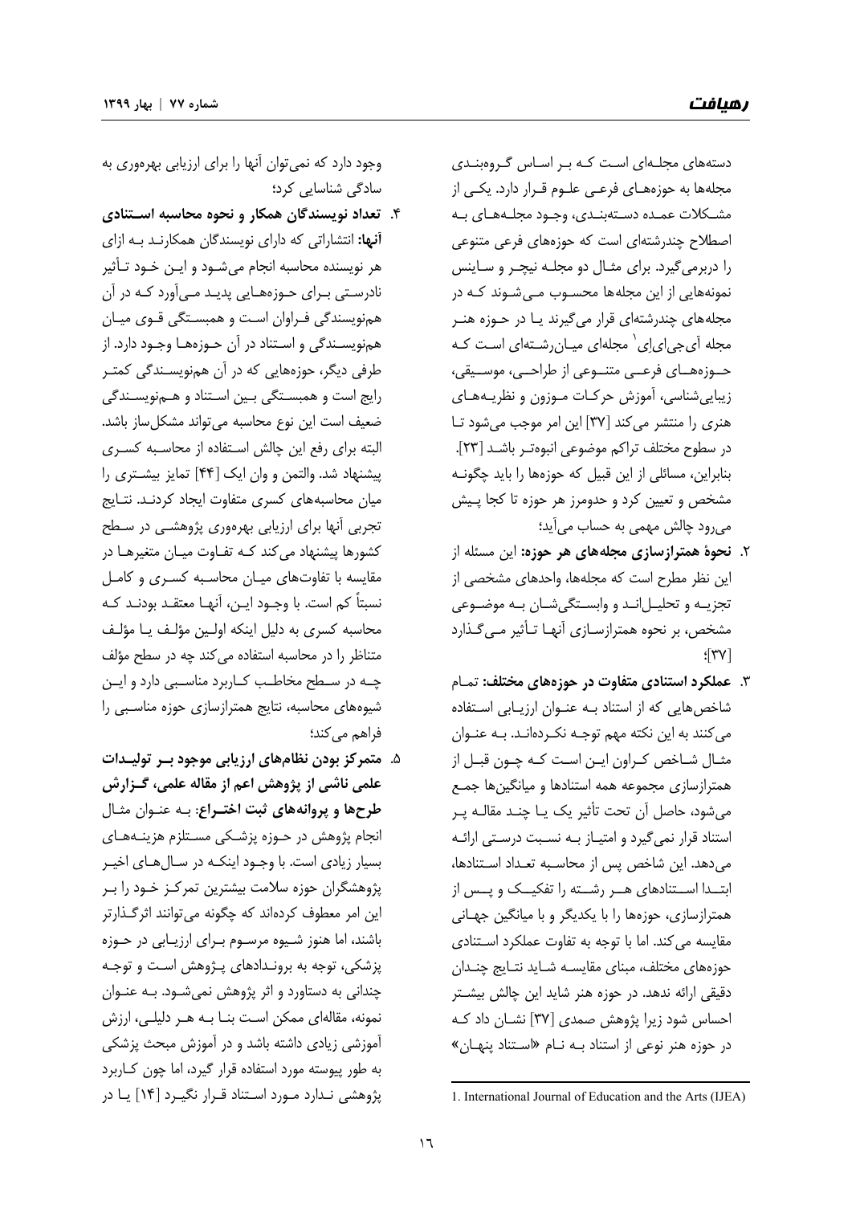دسته‌های مجله‌ای است که بر اساس گروه‌بندی مجله‌ها به حوزه‌های فرعی علوم قرار دارد. یکی از مشکلات عمده دسته‌بندی، وجود مجله‌های به اصطلاح چندرشته‌ای است که حوزه‌های فرعی متنوعی را دربرمی‌گیرد. برای مثال دو مجله نیچر و ساینس نمونه‌هایی از این مجله‌ها محسوب می‌شوند که در مجله‌های چندرشته‌ای قرار می‌گیرند یا در حوزه هنر مجله آی‌جی‌ای‌ای[1] مجله‌ای میان‌رشته‌ای است که حوزه‌های فرعی متنوعی از طراحی، موسیقی، زیبایی‌شناسی، آموزش حرکات موزون و نظریه‌های هنری را منتشر می‌کند [۳۷] این امر موجب می‌شود تا در سطوح مختلف تراکم موضوعی انبوه‌تر باشد [۲۳]. بنابراین، مسائلی از این قبیل که حوزه‌ها را باید چگونه مشخص و تعیین کرد و حدومرز هر حوزه تا کجا پیش می‌رود چالش مهمی به حساب می‌آید؛

۲. **نحوهٔ همترازسازی مجله‌های هر حوزه:** این مسئله از این نظر مطرح است که مجله‌ها، واحدهای مشخصی از تجزیه و تحلیل‌اند و وابستگی‌شان به موضوعی مشخص، بر نحوه همترازسازی آنها تأثیر می‌گذارد [۳۷]؛

۳. **عملکرد استنادی متفاوت در حوزه‌های مختلف:** تمام شاخص‌هایی که از استناد به عنوان ارزیابی استفاده می‌کنند به این نکته مهم توجه نکرده‌اند. به عنوان مثال شاخص کراون این است که چون قبل از همترازسازی مجموعه همه استنادها و میانگین‌ها جمع می‌شود، حاصل آن تحت تأثیر یک یا چند مقاله پر استناد قرار نمی‌گیرد و امتیاز به نسبت درستی ارائه می‌دهد. این شاخص پس از محاسبه تعداد استنادها، ابتدا استنادهای هر رشته را تفکیک و پس از همترازسازی، حوزه‌ها را با یکدیگر و با میانگین جهانی مقایسه می‌کند. اما با توجه به تفاوت عملکرد استنادی حوزه‌های مختلف، مبنای مقایسه شاید نتایج چندان دقیقی ارائه ندهد. در حوزه هنر شاید این چالش بیشتر احساس شود زیرا پژوهش صمدی [۳۷] نشان داد که در حوزه هنر نوعی از استناد به نام «استناد پنهان» وجود دارد که نمی‌توان آنها را برای ارزیابی بهره‌وری به سادگی شناسایی کرد؛

۴. **تعداد نویسندگان همکار و نحوه محاسبه استنادی آنها:** انتشاراتی که دارای نویسندگان همکارند به ازای هر نویسنده محاسبه انجام می‌شود و این خود تأثیر نادرستی برای حوزه‌هایی پدید می‌آورد که در آن هم‌نویسندگی فراوان است و همبستگی قوی میان هم‌نویسندگی و استناد در آن حوزه‌ها وجود دارد. از طرفی دیگر، حوزه‌هایی که در آن هم‌نویسندگی کمتر رایج است و همبستگی بین استناد و هم‌نویسندگی ضعیف است این نوع محاسبه می‌تواند مشکل‌ساز باشد. البته برای رفع این چالش استفاده از محاسبه کسری پیشنهاد شد. والتمن و وان ایک [۴۴] تمایز بیشتری را میان محاسبه‌های کسری متفاوت ایجاد کردند. نتایج تجربی آنها برای ارزیابی بهره‌وری پژوهشی در سطح کشورها پیشنهاد می‌کند که تفاوت میان متغیرها در مقایسه با تفاوت‌های میان محاسبه کسری و کامل نسبتاً کم است. با وجود این، آنها معتقد بودند که محاسبه کسری به دلیل اینکه اولین مؤلف یا مؤلف متناظر را در محاسبه استفاده می‌کند چه در سطح مؤلف چه در سطح مخاطب کاربرد مناسبی دارد و این شیوه‌های محاسبه، نتایج همترازسازی حوزه مناسبی را فراهم می‌کند؛

۵. **متمرکز بودن نظام‌های ارزیابی موجود بر تولیدات علمی ناشی از پژوهش اعم از مقاله علمی، گزارش طرح‌ها و پروانه‌های ثبت اختراع:** به عنوان مثال انجام پژوهش در حوزه پزشکی مستلزم هزینه‌های بسیار زیادی است. با وجود اینکه در سال‌های اخیر پژوهشگران حوزه سلامت بیشترین تمرکز خود را بر این امر معطوف کرده‌اند که چگونه می‌توانند اثرگذارتر باشند، اما هنوز شیوه مرسوم برای ارزیابی در حوزه پزشکی، توجه به بروندادهای پژوهش است و توجه چندانی به دستاورد و اثر پژوهش نمی‌شود. به عنوان نمونه، مقاله‌ای ممکن است بنا به هر دلیلی، ارزش آموزشی زیادی داشته باشد و در آموزش مبحث پزشکی به طور پیوسته مورد استفاده قرار گیرد، اما چون کاربرد پژوهشی ندارد مورد استناد قرار نگیرد [۱۴] یا در

---

1. International Journal of Education and the Arts (IJEA)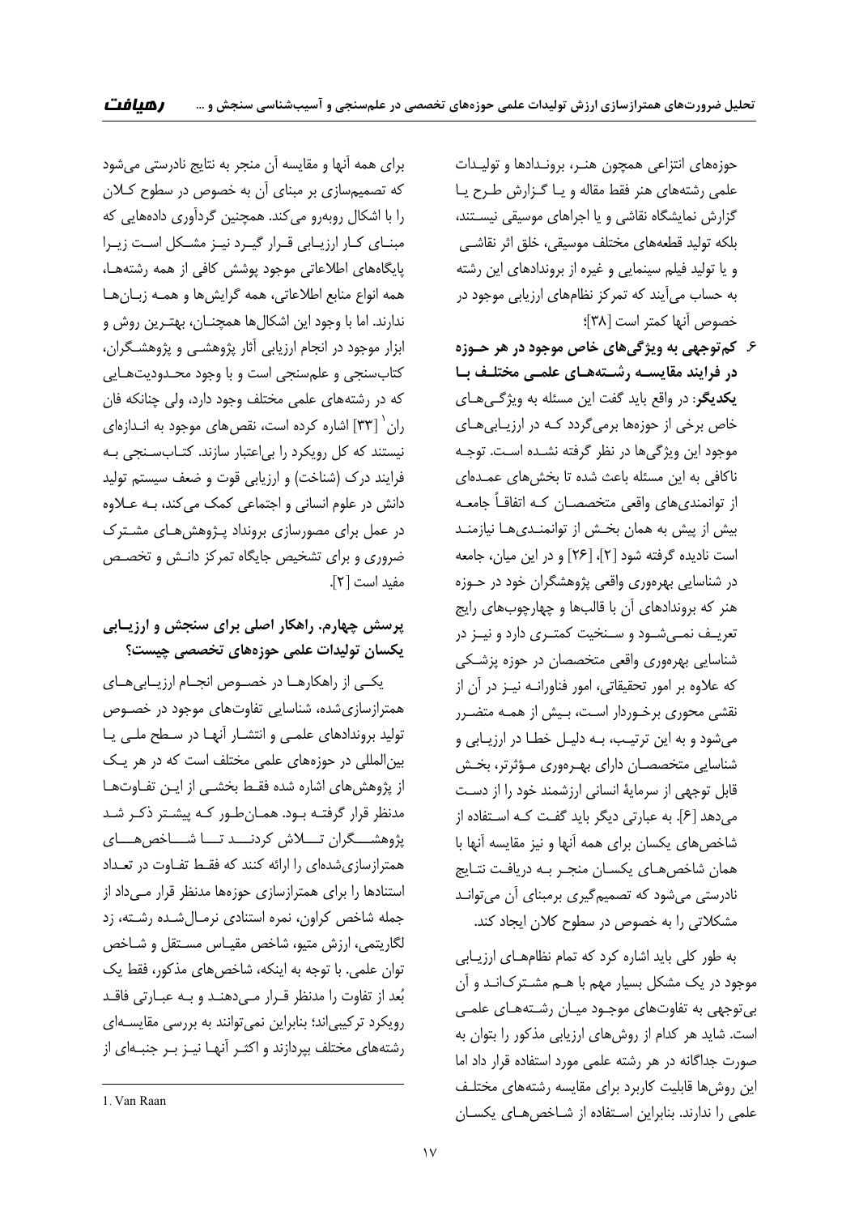حوزه‌های انتزاعی همچون هنر، بروندادها و تولیدات علمی رشته‌های هنر فقط مقاله و یا گزارش طرح یا گزارش نمایشگاه نقاشی و یا اجراهای موسیقی نیستند، بلکه تولید قطعه‌های مختلف موسیقی، خلق اثر نقاشی و یا تولید فیلم سینمایی و غیره از بروندادهای این رشته به حساب می‌آیند که تمرکز نظام‌های ارزیابی موجود در خصوص آنها کمتر است [۳۸]؛

۶. **کم‌توجهی به ویژگی‌های خاص موجود در هر حوزه در فرایند مقایسه رشته‌های علمی مختلف با یکدیگر**: در واقع باید گفت این مسئله به ویژگی‌های خاص برخی از حوزه‌ها برمی‌گردد که در ارزیابی‌های موجود این ویژگی‌ها در نظر گرفته نشده است. توجه ناکافی به این مسئله باعث شده تا بخش‌های عمده‌ای از توانمندی‌های واقعی متخصصان که اتفاقاً جامعه بیش از پیش به همان بخش از توانمندی‌ها نیازمند است نادیده گرفته شود [۲]، [۲۶] و در این میان، جامعه در شناسایی بهره‌وری واقعی پژوهشگران خود در حوزه هنر که بروندادهای آن با قالب‌ها و چهارچوب‌های رایج تعریف نمی‌شود و سنخیت کمتری دارد و نیز در شناسایی بهره‌وری واقعی متخصصان در حوزه پزشکی که علاوه بر امور تحقیقاتی، امور فناورانه نیز در آن از نقشی محوری برخوردار است، بیش از همه متضرر می‌شود و به این ترتیب، به دلیل خطا در ارزیابی و شناسایی متخصصان دارای بهره‌وری مؤثرتر، بخش قابل توجهی از سرمایهٔ انسانی ارزشمند خود را از دست می‌دهد [۶]. به عبارتی دیگر باید گفت که استفاده از شاخص‌های یکسان برای همه آنها و نیز مقایسه آنها با همان شاخص‌های یکسان منجر به دریافت نتایج نادرستی می‌شود که تصمیم‌گیری برمبنای آن می‌تواند مشکلاتی را به خصوص در سطوح کلان ایجاد کند.

به طور کلی باید اشاره کرد که تمام نظام‌های ارزیابی موجود در یک مشکل بسیار مهم با هم مشترک‌اند و آن بی‌توجهی به تفاوت‌های موجود میان رشته‌های علمی است. شاید هر کدام از روش‌های ارزیابی مذکور را بتوان به صورت جداگانه در هر رشته علمی مورد استفاده قرار داد اما این روش‌ها قابلیت کاربرد برای مقایسه رشته‌های مختلف علمی را ندارند. بنابراین استفاده از شاخص‌های یکسان برای همه آنها و مقایسه آن منجر به نتایج نادرستی می‌شود که تصمیم‌سازی بر مبنای آن به خصوص در سطوح کلان را با اشکال روبه‌رو می‌کند. همچنین گردآوری داده‌هایی که مبنای کار ارزیابی قرار گیرد نیز مشکل است زیرا پایگاه‌های اطلاعاتی موجود پوشش کافی از همه رشته‌ها، همه انواع منابع اطلاعاتی، همه گرایش‌ها و همه زبان‌ها ندارند. اما با وجود این اشکال‌ها همچنان، بهترین روش و ابزار موجود در انجام ارزیابی آثار پژوهشی و پژوهشگران، کتاب‌سنجی و علم‌سنجی است و با وجود محدودیت‌هایی که در رشته‌های علمی مختلف وجود دارد، ولی چنانکه فان ران[1] [۳۳] اشاره کرده است، نقص‌های موجود به اندازه‌ای نیستند که کل رویکرد را بی‌اعتبار سازند. کتاب‌سنجی به فرایند درک (شناخت) و ارزیابی قوت و ضعف سیستم تولید دانش در علوم انسانی و اجتماعی کمک می‌کند، به علاوه در عمل برای مصورسازی برونداد پژوهش‌های مشترک ضروری و برای تشخیص جایگاه تمرکز دانش و تخصص مفید است [۲].

## پرسش چهارم. راهکار اصلی برای سنجش و ارزیابی یکسان تولیدات علمی حوزه‌های تخصصی چیست؟

یکی از راهکارها در خصوص انجام ارزیابی‌های همترازسازی‌شده، شناسایی تفاوت‌های موجود در خصوص تولید بروندادهای علمی و انتشار آنها در سطح ملی یا بین‌المللی در حوزه‌های علمی مختلف است که در هر یک از پژوهش‌های اشاره شده فقط بخشی از این تفاوت‌ها مدنظر قرار گرفته بود. همان‌طور که پیشتر ذکر شد پژوهشگران تلاش کردند تا شاخص‌های همترازسازی‌شده‌ای را ارائه کنند که فقط تفاوت در تعداد استنادها را برای همترازسازی حوزه‌ها مدنظر قرار می‌داد از جمله شاخص کراون، نمره استنادی نرمال‌شده رشته، زد لگاریتمی، ارزش متیو، شاخص مقیاس مستقل و شاخص توان علمی. با توجه به اینکه، شاخص‌های مذکور، فقط یک بُعد از تفاوت را مدنظر قرار می‌دهند و به عبارتی فاقد رویکرد ترکیبی‌اند؛ بنابراین نمی‌توانند به بررسی مقایسه‌ای رشته‌های مختلف بپردازند و اکثر آنها نیز بر جنبه‌ای از

---

1. Van Raan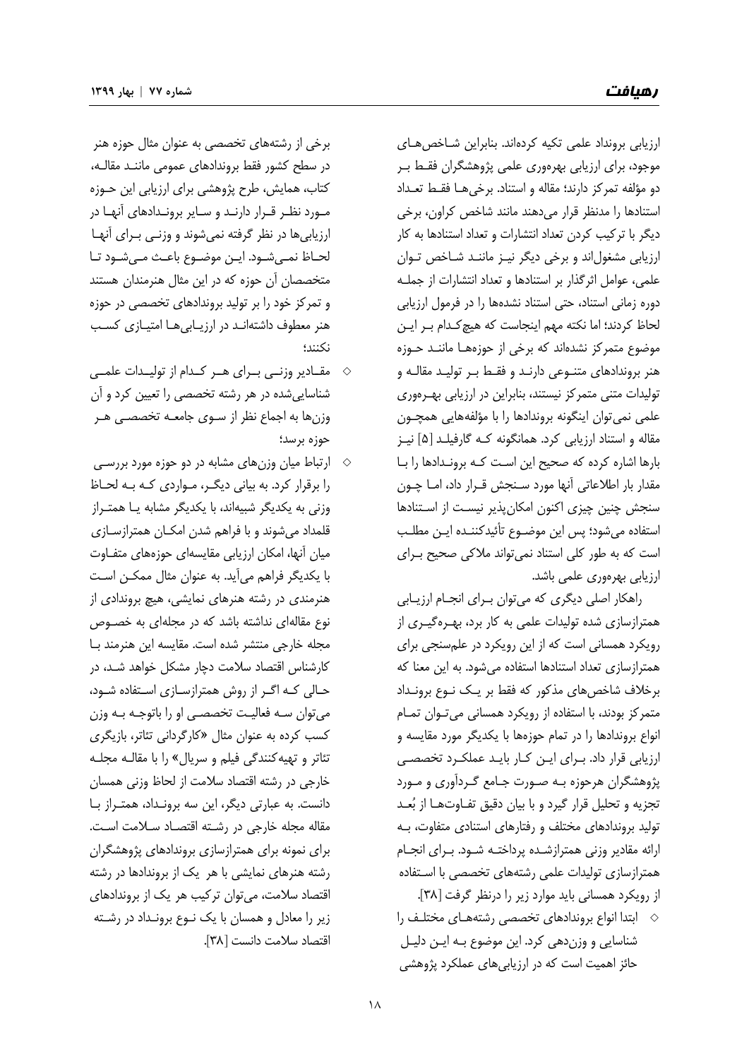ارزیابی برونداد علمی تکیه کرده‌اند. بنابراین شاخص‌های موجود، برای ارزیابی بهره‌وری علمی پژوهشگران فقط بر دو مؤلفه تمرکز دارند؛ مقاله و استناد. برخی‌ها فقط تعداد استنادها را مدنظر قرار می‌دهند مانند شاخص کراون، برخی دیگر با ترکیب کردن تعداد انتشارات و تعداد استنادها به کار ارزیابی مشغول‌اند و برخی دیگر نیز مانند شاخص توان علمی، عوامل اثرگذار بر استنادها و تعداد انتشارات از جمله دوره زمانی استناد، حتی استناد نشده‌ها را در فرمول ارزیابی لحاظ کردند؛ اما نکته مهم اینجاست که هیچ‌کدام بر این موضوع متمرکز نشده‌اند که برخی از حوزه‌ها مانند حوزه هنر بروندادهای متنوعی دارند و فقط بر تولید مقاله و تولیدات متنی متمرکز نیستند، بنابراین در ارزیابی بهره‌وری علمی نمی‌توان اینگونه بروندادها را با مؤلفه‌هایی همچون مقاله و استناد ارزیابی کرد. همانگونه که گارفیلد [۵] نیز بارها اشاره کرده که صحیح این است که بروندادها را با مقدار بار اطلاعاتی آنها مورد سنجش قرار داد، اما چون سنجش چنین چیزی اکنون امکان‌پذیر نیست از استنادها استفاده می‌شود؛ پس این موضوع تأییدکننده این مطلب است که به طور کلی استناد نمی‌تواند ملاکی صحیح برای ارزیابی بهره‌وری علمی باشد.

راهکار اصلی دیگری که می‌توان برای انجام ارزیابی همترازسازی شده تولیدات علمی به کار برد، بهره‌گیری از رویکرد همسانی است که از این رویکرد در علم‌سنجی برای همترازسازی تعداد استنادها استفاده می‌شود. به این معنا که برخلاف شاخص‌های مذکور که فقط بر یک نوع برونداد متمرکز بودند، با استفاده از رویکرد همسانی می‌توان تمام انواع بروندادها را در تمام حوزه‌ها با یکدیگر مورد مقایسه و ارزیابی قرار داد. برای این کار باید عملکرد تخصصی پژوهشگران هرحوزه به صورت جامع گردآوری و مورد تجزیه و تحلیل قرار گیرد و با بیان دقیق تفاوت‌ها از بُعد تولید بروندادهای مختلف و رفتارهای استنادی متفاوت، به ارائه مقادیر وزنی همترازشده پرداخته شود. برای انجام همترازسازی تولیدات علمی رشته‌های تخصصی با استفاده از رویکرد همسانی باید موارد زیر را درنظر گرفت [۳۸].

- ابتدا انواع بروندادهای تخصصی رشته‌های مختلف را شناسایی و وزن‌دهی کرد. این موضوع به این دلیل حائز اهمیت است که در ارزیابی‌های عملکرد پژوهشی برخی از رشته‌های تخصصی به عنوان مثال حوزه هنر در سطح کشور فقط بروندادهای عمومی مانند مقاله، کتاب، همایش، طرح پژوهشی برای ارزیابی این حوزه مورد نظر قرار دارند و سایر بروندادهای آنها در ارزیابی‌ها در نظر گرفته نمی‌شوند و وزنی برای آنها لحاظ نمی‌شود. این موضوع باعث می‌شود تا متخصصان آن حوزه که در این مثال هنرمندان هستند و تمرکز خود را بر تولید بروندادهای تخصصی در حوزه هنر معطوف داشته‌اند در ارزیابی‌ها امتیازی کسب نکنند؛
- مقادیر وزنی برای هر کدام از تولیدات علمی شناسایی‌شده در هر رشته تخصصی را تعیین کرد و آن وزن‌ها به اجماع نظر از سوی جامعه تخصصی هر حوزه برسد؛
- ارتباط میان وزن‌های مشابه در دو حوزه مورد بررسی را برقرار کرد. به بیانی دیگر، مواردی که به لحاظ وزنی به یکدیگر شبیه‌اند، با یکدیگر مشابه یا همتراز قلمداد می‌شوند و با فراهم شدن امکان همترازسازی میان آنها، امکان ارزیابی مقایسه‌ای حوزه‌های متفاوت با یکدیگر فراهم می‌آید. به عنوان مثال ممکن است هنرمندی در رشته هنرهای نمایشی، هیچ بروندادی از نوع مقاله‌ای نداشته باشد که در مجله‌ای به خصوص مجله خارجی منتشر شده است. مقایسه این هنرمند با کارشناس اقتصاد سلامت دچار مشکل خواهد شد، در حالی که اگر از روش همترازسازی استفاده شود، می‌توان سه فعالیت تخصصی او را باتوجه به وزن کسب کرده به عنوان مثال «کارگردانی تئاتر، بازیگری تئاتر و تهیه‌کنندگی فیلم و سریال» را با مقاله مجله خارجی در رشته اقتصاد سلامت از لحاظ وزنی همسان دانست. به عبارتی دیگر، این سه برونداد، همتراز با مقاله مجله خارجی در رشته اقتصاد سلامت است. برای نمونه برای همترازسازی بروندادهای پژوهشگران رشته هنرهای نمایشی با هر یک از بروندادها در رشته اقتصاد سلامت، می‌توان ترکیب هر یک از بروندادهای زیر را معادل و همسان با یک نوع برونداد در رشته اقتصاد سلامت دانست [۳۸].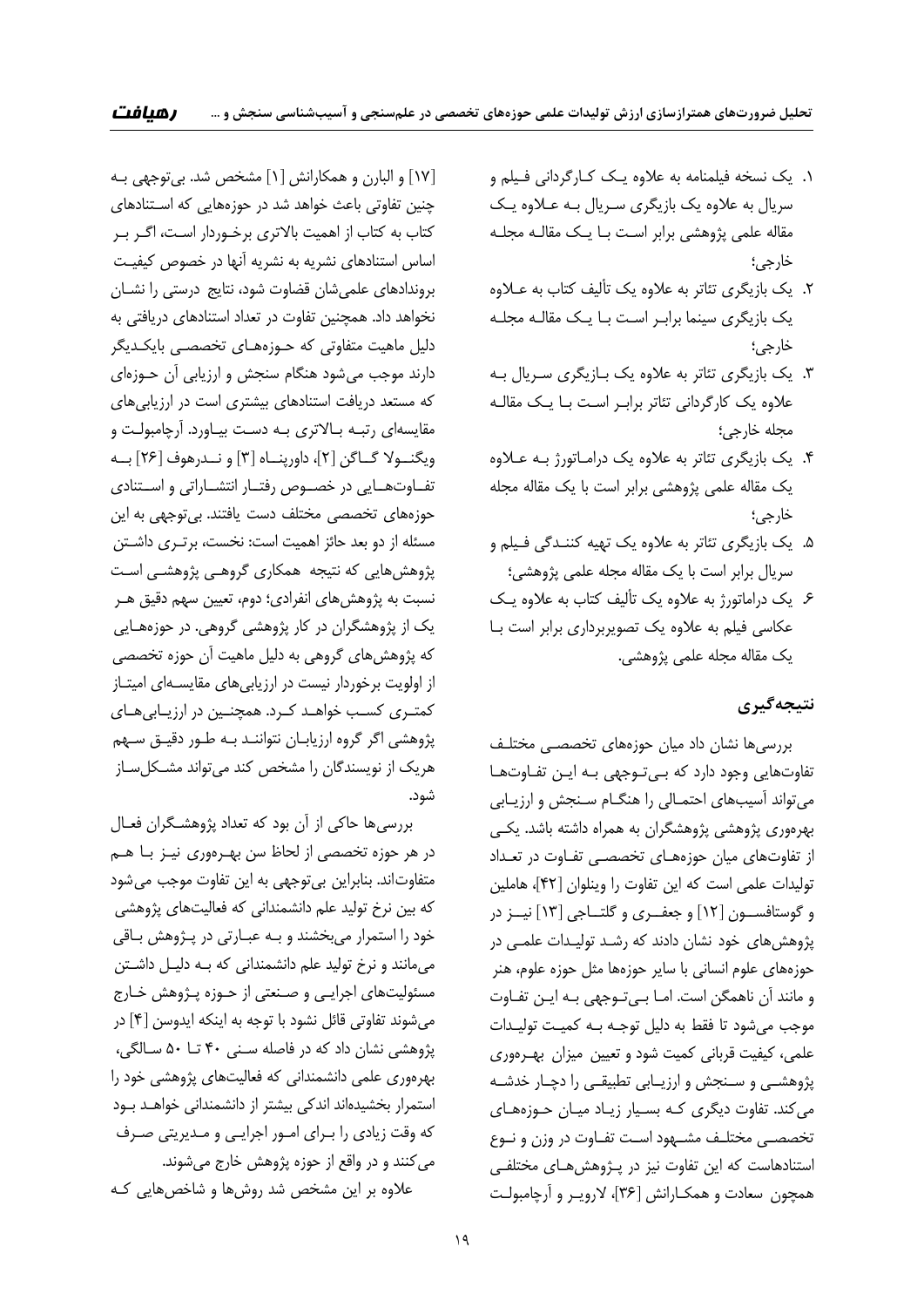۱. یک نسخه فیلمنامه به علاوه یک کارگردانی فیلم و سریال به علاوه یک بازیگری سریال به علاوه یک مقاله علمی پژوهشی برابر است با یک مقاله مجله خارجی؛
۲. یک بازیگری تئاتر به علاوه یک تألیف کتاب به علاوه یک بازیگری سینما برابر است با یک مقاله مجله خارجی؛
۳. یک بازیگری تئاتر به علاوه یک بازیگری سریال به علاوه یک کارگردانی تئاتر برابر است با یک مقاله مجله خارجی؛
۴. یک بازیگری تئاتر به علاوه یک دراماتورژ به علاوه یک مقاله علمی پژوهشی برابر است با یک مقاله مجله خارجی؛
۵. یک بازیگری تئاتر به علاوه یک تهیه کنندگی فیلم و سریال برابر است با یک مقاله مجله علمی پژوهشی؛
۶. یک دراماتورژ به علاوه یک تألیف کتاب به علاوه یک عکاسی فیلم به علاوه یک تصویربرداری برابر است با یک مقاله مجله علمی پژوهشی.

## نتیجه‌گیری

بررسی‌ها نشان داد میان حوزه‌های تخصصی مختلف تفاوت‌هایی وجود دارد که بی‌توجهی به این تفاوت‌ها می‌تواند آسیب‌های احتمالی را هنگام سنجش و ارزیابی بهره‌وری پژوهشی پژوهشگران به همراه داشته باشد. یکی از تفاوت‌های میان حوزه‌های تخصصی تفاوت در تعداد تولیدات علمی است که این تفاوت را وینلوان [۴۲]، هاملین و گوستافسون [۱۲] و جعفری و گلتاجی [۱۳] نیز در پژوهش‌های خود نشان دادند که رشد تولیدات علمی در حوزه‌های علوم انسانی با سایر حوزه‌ها مثل حوزه علوم، هنر و مانند آن ناهمگن است. اما بی‌توجهی به این تفاوت موجب می‌شود تا فقط به دلیل توجه به کمیت تولیدات علمی، کیفیت قربانی کمیت شود و تعیین میزان بهره‌وری پژوهشی و سنجش و ارزیابی تطبیقی را دچار خدشه می‌کند. تفاوت دیگری که بسیار زیاد میان حوزه‌های تخصصی مختلف مشهود است تفاوت در وزن و نوع استنادهاست که این تفاوت نیز در پژوهش‌های مختلفی همچون سعادت و همکارانش [۳۶]، لارویر و آرچامبولت [۱۷] و البارن و همکارانش [۱] مشخص شد. بی‌توجهی به چنین تفاوتی باعث خواهد شد در حوزه‌هایی که استنادهای کتاب به کتاب از اهمیت بالاتری برخوردار است، اگر بر اساس استنادهای نشریه به نشریه آنها در خصوص کیفیت بروندادهای علمی‌شان قضاوت شود، نتایج درستی را نشان نخواهد داد. همچنین تفاوت در تعداد استنادهای دریافتی به دلیل ماهیت متفاوتی که حوزه‌های تخصصی بایکدیگر دارند موجب می‌شود هنگام سنجش و ارزیابی آن حوزه‌ای که مستعد دریافت استنادهای بیشتری است در ارزیابی‌های مقایسه‌ای رتبه بالاتری به دست بیاورد. آرچامبولت و ویگنولا گاگن [۲]، داورپناه [۳] و نیدرهوف [۲۶] به تفاوت‌هایی در خصوص رفتار انتشاراتی و استنادی حوزه‌های تخصصی مختلف دست یافتند. بی‌توجهی به این مسئله از دو بعد حائز اهمیت است: نخست، برتری داشتن پژوهش‌هایی که نتیجه همکاری گروهی پژوهشی است نسبت به پژوهش‌های انفرادی؛ دوم، تعیین سهم دقیق هر یک از پژوهشگران در کار پژوهشی گروهی. در حوزه‌هایی که پژوهش‌های گروهی به دلیل ماهیت آن حوزه تخصصی از اولویت برخوردار نیست در ارزیابی‌های مقایسه‌ای امتیاز کمتری کسب خواهد کرد. همچنین در ارزیابی‌های پژوهشی اگر گروه ارزیابان نتوانند به طور دقیق سهم هریک از نویسندگان را مشخص کند می‌تواند مشکل‌ساز شود.

بررسی‌ها حاکی از آن بود که تعداد پژوهشگران فعال در هر حوزه تخصصی از لحاظ سن بهره‌وری نیز با هم متفاوت‌اند. بنابراین بی‌توجهی به این تفاوت موجب می‌شود که بین نرخ تولید علم دانشمندانی که فعالیت‌های پژوهشی خود را استمرار می‌بخشند و به عبارتی در پژوهش باقی می‌مانند و نرخ تولید علم دانشمندانی که به دلیل داشتن مسئولیت‌های اجرایی و صنعتی از حوزه پژوهش خارج می‌شوند تفاوتی قائل نشود با توجه به اینکه ایدوسن [۴] در پژوهشی نشان داد که در فاصله سنی ۴۰ تا ۵۰ سالگی، بهره‌وری علمی دانشمندانی که فعالیت‌های پژوهشی خود را استمرار بخشیده‌اند اندکی بیشتر از دانشمندانی خواهد بود که وقت زیادی را برای امور اجرایی و مدیریتی صرف می‌کنند و در واقع از حوزه پژوهش خارج می‌شوند.

علاوه بر این مشخص شد روش‌ها و شاخص‌هایی که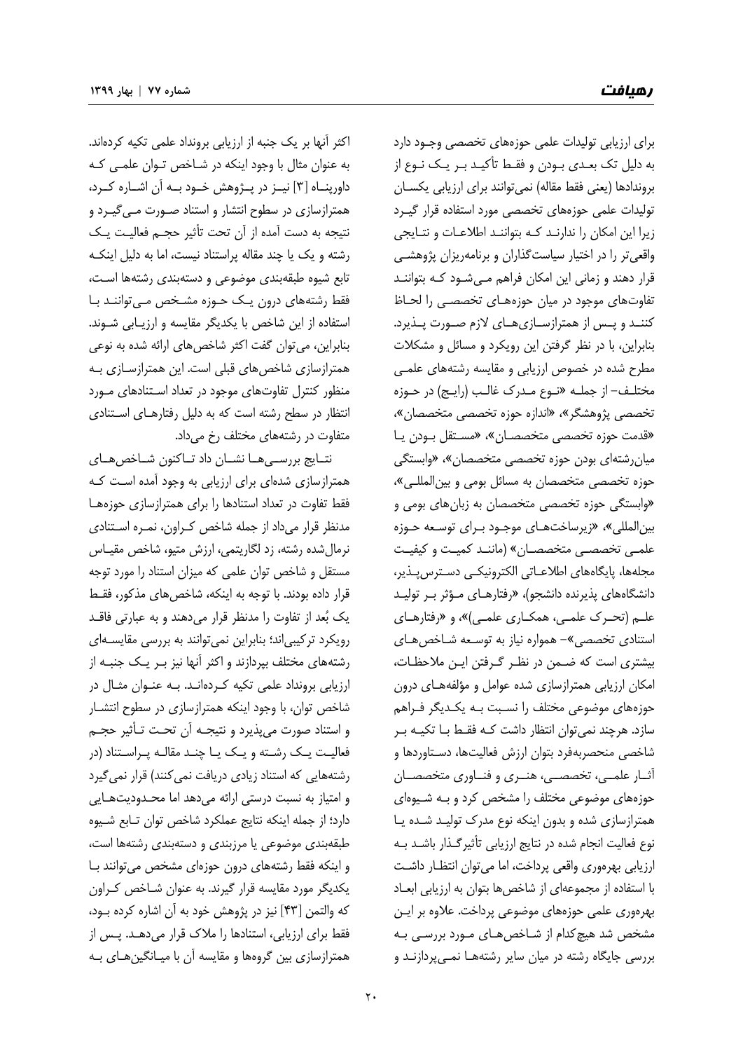برای ارزیابی تولیدات علمی حوزه‌های تخصصی وجود دارد به دلیل تک بعدی بودن و فقط تأکید بر یک نوع از بروندادها (یعنی فقط مقاله) نمی‌توانند برای ارزیابی یکسان تولیدات علمی حوزه‌های تخصصی مورد استفاده قرار گیرد زیرا این امکان را ندارند که بتوانند اطلاعات و نتایجی واقعی‌تر را در اختیار سیاست‌گذاران و برنامه‌ریزان پژوهشی قرار دهند و زمانی این امکان فراهم می‌شود که بتوانند تفاوت‌های موجود در میان حوزه‌های تخصصی را لحاظ کنند و پس از همترازسازی‌های لازم صورت پذیرد. بنابراین، با در نظر گرفتن این رویکرد و مسائل و مشکلات مطرح شده در خصوص ارزیابی و مقایسه رشته‌های علمی مختلف- از جمله «نوع مدرک غالب (رایج) در حوزه تخصصی پژوهشگر»، «اندازه حوزه تخصصی متخصصان»، «قدمت حوزه تخصصی متخصصان»، «مستقل بودن یا میان‌رشته‌ای بودن حوزه تخصصی متخصصان»، «وابستگی حوزه تخصصی متخصصان به مسائل بومی و بین‌المللی»، «وابستگی حوزه تخصصی متخصصان به زبان‌های بومی و بین‌المللی»، «زیرساخت‌های موجود برای توسعه حوزه علمی تخصصی متخصصان» (مانند کمیت و کیفیت مجله‌ها، پایگاه‌های اطلاعاتی الکترونیکی دسترس‌پذیر، دانشگاه‌های پذیرنده دانشجو)، «رفتارهای مؤثر بر تولید علم (تحرک علمی، همکاری علمی)»، و «رفتارهای استنادی تخصصی»- همواره نیاز به توسعه شاخص‌های بیشتری است که ضمن در نظر گرفتن این ملاحظات، امکان ارزیابی همترازسازی شده عوامل و مؤلفه‌های درون حوزه‌های موضوعی مختلف را نسبت به یکدیگر فراهم سازد. هرچند نمی‌توان انتظار داشت که فقط با تکیه بر شاخصی منحصربه‌فرد بتوان ارزش فعالیت‌ها، دستاوردها و آثار علمی، تخصصی، هنری و فناوری متخصصان حوزه‌های موضوعی مختلف را مشخص کرد و به شیوه‌ای همترازسازی شده و بدون اینکه نوع مدرک تولید شده یا نوع فعالیت انجام شده در نتایج ارزیابی تأثیرگذار باشد به ارزیابی بهره‌وری واقعی پرداخت، اما می‌توان انتظار داشت با استفاده از مجموعه‌ای از شاخص‌ها بتوان به ارزیابی ابعاد بهره‌وری علمی حوزه‌های موضوعی پرداخت. علاوه بر این مشخص شد هیچ‌کدام از شاخص‌های مورد بررسی به بررسی جایگاه رشته در میان سایر رشته‌ها نمی‌پردازند و اکثر آنها بر یک جنبه از ارزیابی برونداد علمی تکیه کرده‌اند. به عنوان مثال با وجود اینکه در شاخص توان علمی که داورپناه [3] نیز در پژوهش خود به آن اشاره کرد، همترازسازی در سطوح انتشار و استناد صورت می‌گیرد و نتیجه به دست آمده از آن تحت تأثیر حجم فعالیت یک رشته و یک یا چند مقاله پراستناد نیست، اما به دلیل اینکه تابع شیوه طبقه‌بندی موضوعی و دسته‌بندی رشته‌ها است، فقط رشته‌های درون یک حوزه مشخص می‌توانند با استفاده از این شاخص با یکدیگر مقایسه و ارزیابی شوند. بنابراین، می‌توان گفت اکثر شاخص‌های ارائه شده به نوعی همترازسازی شاخص‌های قبلی است. این همترازسازی به منظور کنترل تفاوت‌های موجود در تعداد استنادهای مورد انتظار در سطح رشته است که به دلیل رفتارهای استنادی متفاوت در رشته‌های مختلف رخ می‌داد.

نتایج بررسی‌ها نشان داد تاکنون شاخص‌های همترازسازی شده‌ای برای ارزیابی به وجود آمده است که فقط تفاوت در تعداد استنادها را برای همترازسازی حوزه‌ها مدنظر قرار می‌داد از جمله شاخص کراون، نمره استنادی نرمال‌شده رشته، زد لگاریتمی، ارزش متیو، شاخص مقیاس مستقل و شاخص توان علمی که میزان استناد را مورد توجه قرار داده بودند. با توجه به اینکه، شاخص‌های مذکور، فقط یک بُعد از تفاوت را مدنظر قرار می‌دهند و به عبارتی فاقد رویکرد ترکیبی‌اند؛ بنابراین نمی‌توانند به بررسی مقایسه‌ای رشته‌های مختلف بپردازند و اکثر آنها نیز بر یک جنبه از ارزیابی برونداد علمی تکیه کرده‌اند. به عنوان مثال در شاخص توان، با وجود اینکه همترازسازی در سطوح انتشار و استناد صورت می‌پذیرد و نتیجه آن تحت تأثیر حجم فعالیت یک رشته و یک یا چند مقاله پراستناد (در رشته‌هایی که استناد زیادی دریافت نمی‌کنند) قرار نمی‌گیرد و امتیاز به نسبت درستی ارائه می‌دهد اما محدودیت‌هایی دارد؛ از جمله اینکه نتایج عملکرد شاخص توان تابع شیوه طبقه‌بندی موضوعی یا مرزبندی و دسته‌بندی رشته‌ها است، و اینکه فقط رشته‌های درون حوزه‌ای مشخص می‌توانند با یکدیگر مورد مقایسه قرار گیرند. به عنوان مثال شاخص کراون که والتمن [43] نیز در پژوهش خود به آن اشاره کرده بود، فقط برای ارزیابی، استنادها را ملاک قرار می‌دهد. پس از همترازسازی بین گروه‌ها و مقایسه آن با میانگین‌های به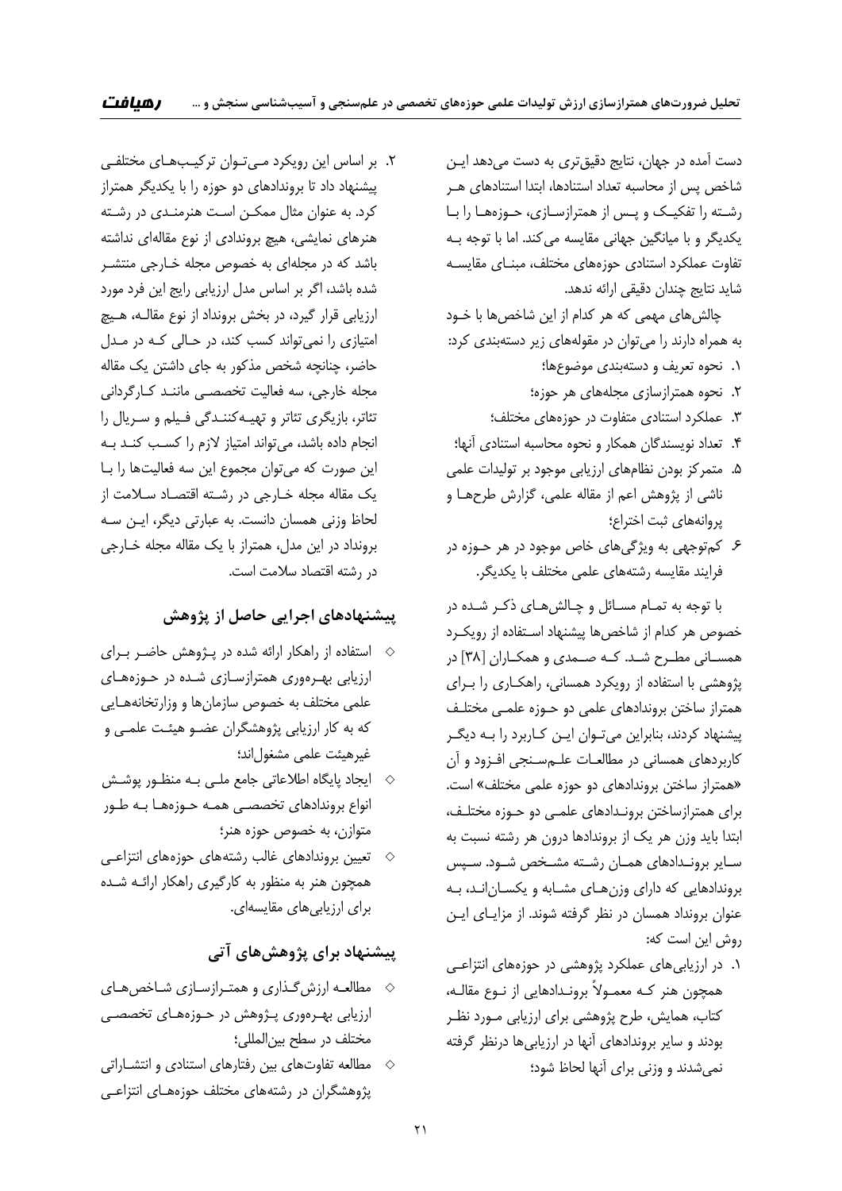دست آمده در جهان، نتایج دقیق‌تری به دست می‌دهد این شاخص پس از محاسبه تعداد استنادها، ابتدا استنادهای هر رشته را تفکیک و پس از همترازسازی، حوزه‌ها را با یکدیگر و با میانگین جهانی مقایسه می‌کند. اما با توجه به تفاوت عملکرد استنادی حوزه‌های مختلف، مبنای مقایسه شاید نتایج چندان دقیقی ارائه ندهد.

چالش‌های مهمی که هر کدام از این شاخص‌ها با خود به همراه دارند را می‌توان در مقوله‌های زیر دسته‌بندی کرد:

۱. نحوه تعریف و دسته‌بندی موضوع‌ها؛
۲. نحوه همترازسازی مجله‌های هر حوزه؛
۳. عملکرد استنادی متفاوت در حوزه‌های مختلف؛
۴. تعداد نویسندگان همکار و نحوه محاسبه استنادی آنها؛
۵. متمرکز بودن نظام‌های ارزیابی موجود بر تولیدات علمی ناشی از پژوهش اعم از مقاله علمی، گزارش طرح‌ها و پروانه‌های ثبت اختراع؛
۶. کم‌توجهی به ویژگی‌های خاص موجود در هر حوزه در فرایند مقایسه رشته‌های علمی مختلف با یکدیگر.

با توجه به تمام مسائل و چالش‌های ذکر شده در خصوص هر کدام از شاخص‌ها پیشنهاد استفاده از رویکرد همسانی مطرح شد. که صمدی و همکاران [۳۸] در پژوهشی با استفاده از رویکرد همسانی، راهکاری را برای همتراز ساختن بروندادهای علمی دو حوزه علمی مختلف پیشنهاد کردند، بنابراین می‌توان این کاربرد را به دیگر کاربردهای همسانی در مطالعات علم‌سنجی افزود و آن «همتراز ساختن بروندادهای دو حوزه علمی مختلف» است. برای همترازساختن بروندادهای علمی دو حوزه مختلف، ابتدا باید وزن هر یک از بروندادها درون هر رشته نسبت به سایر بروندادهای همان رشته مشخص شود. سپس بروندادهایی که دارای وزن‌های مشابه و یکسان‌اند، به عنوان برونداد همسان در نظر گرفته شوند. از مزایای این روش این است که:

۱. در ارزیابی‌های عملکرد پژوهشی در حوزه‌های انتزاعی همچون هنر که معمولاً بروندادهایی از نوع مقاله، کتاب، همایش، طرح پژوهشی برای ارزیابی مورد نظر بودند و سایر بروندادهای آنها در ارزیابی‌ها درنظر گرفته نمی‌شدند و وزنی برای آنها لحاظ شود؛
۲. بر اساس این رویکرد می‌توان ترکیب‌های مختلفی پیشنهاد داد تا بروندادهای دو حوزه را با یکدیگر همتراز کرد. به عنوان مثال ممکن است هنرمندی در رشته هنرهای نمایشی، هیچ بروندادی از نوع مقاله‌ای نداشته باشد که در مجله‌ای به خصوص مجله خارجی منتشر شده باشد، اگر بر اساس مدل ارزیابی رایج این فرد مورد ارزیابی قرار گیرد، در بخش برونداد از نوع مقاله، هیچ امتیازی را نمی‌تواند کسب کند، در حالی که در مدل حاضر، چنانچه شخص مذکور به جای داشتن یک مقاله مجله خارجی، سه فعالیت تخصصی مانند کارگردانی تئاتر، بازیگری تئاتر و تهیه‌کنندگی فیلم و سریال را انجام داده باشد، می‌تواند امتیاز لازم را کسب کند به این صورت که می‌توان مجموع این سه فعالیت‌ها را با یک مقاله مجله خارجی در رشته اقتصاد سلامت از لحاظ وزنی همسان دانست. به عبارتی دیگر، این سه برونداد در این مدل، همتراز با یک مقاله مجله خارجی در رشته اقتصاد سلامت است.

## پیشنهادهای اجرایی حاصل از پژوهش

- استفاده از راهکار ارائه شده در پژوهش حاضر برای ارزیابی بهره‌وری همترازسازی شده در حوزه‌های علمی مختلف به خصوص سازمان‌ها و وزارتخانه‌هایی که به کار ارزیابی پژوهشگران عضو هیئت علمی و غیرهیئت علمی مشغول‌اند؛
- ایجاد پایگاه اطلاعاتی جامع ملی به منظور پوشش انواع بروندادهای تخصصی همه حوزه‌ها به طور متوازن، به خصوص حوزه هنر؛
- تعیین بروندادهای غالب رشته‌های حوزه‌های انتزاعی همچون هنر به منظور به کارگیری راهکار ارائه شده برای ارزیابی‌های مقایسه‌ای.

## پیشنهاد برای پژوهش‌های آتی

- مطالعه ارزش‌گذاری و همترازسازی شاخص‌های ارزیابی بهره‌وری پژوهش در حوزه‌های تخصصی مختلف در سطح بین‌المللی؛
- مطالعه تفاوت‌های بین رفتارهای استنادی و انتشاراتی پژوهشگران در رشته‌های مختلف حوزه‌های انتزاعی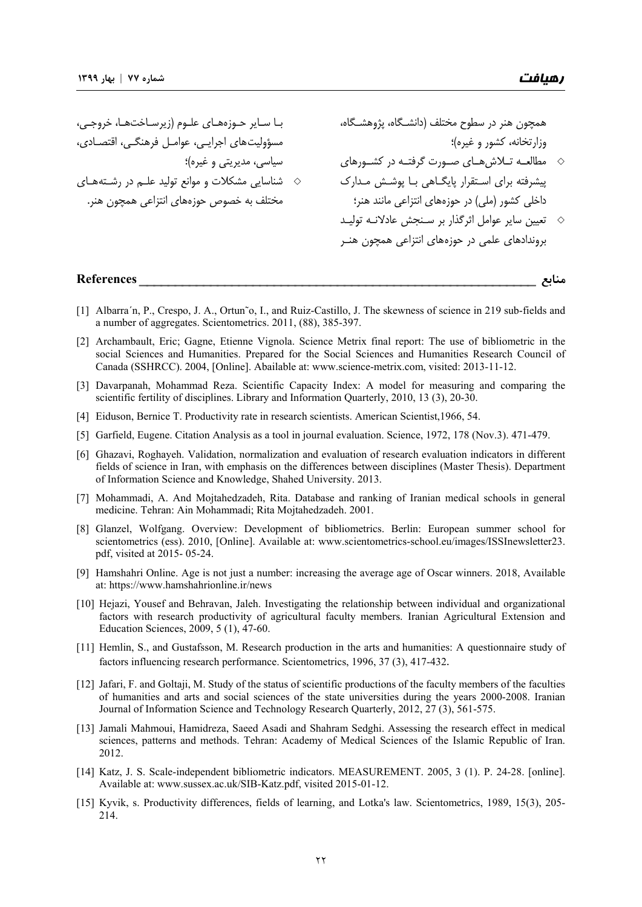همچون هنر در سطوح مختلف (دانشگاه، پژوهشگاه، وزارتخانه، کشور و غیره)؛

- مطالعه تلاش‌های صورت گرفته در کشورهای پیشرفته برای استقرار پایگاهی با پوشش مدارک داخلی کشور (ملی) در حوزه‌های انتزاعی مانند هنر؛
- تعیین سایر عوامل اثرگذار بر سنجش عادلانه تولید بروندادهای علمی در حوزه‌های انتزاعی همچون هنر با سایر حوزه‌های علوم (زیرساخت‌ها، خروجی، مسؤولیت‌های اجرایی، عوامل فرهنگی، اقتصادی، سیاسی، مدیریتی و غیره)؛
- شناسایی مشکلات و موانع تولید علم در رشته‌های مختلف به خصوص حوزه‌های انتزاعی همچون هنر.

## منابع / References

[1] Albarra´n, P., Crespo, J. A., Ortun˜o, I., and Ruiz-Castillo, J. The skewness of science in 219 sub-fields and a number of aggregates. Scientometrics. 2011, (88), 385-397.

[2] Archambault, Eric; Gagne, Etienne Vignola. Science Metrix final report: The use of bibliometric in the social Sciences and Humanities. Prepared for the Social Sciences and Humanities Research Council of Canada (SSHRCC). 2004, [Online]. Abailable at: www.science-metrix.com, visited: 2013-11-12.

[3] Davarpanah, Mohammad Reza. Scientific Capacity Index: A model for measuring and comparing the scientific fertility of disciplines. Library and Information Quarterly, 2010, 13 (3), 20-30.

[4] Eiduson, Bernice T. Productivity rate in research scientists. American Scientist,1966, 54.

[5] Garfield, Eugene. Citation Analysis as a tool in journal evaluation. Science, 1972, 178 (Nov.3). 471-479.

[6] Ghazavi, Roghayeh. Validation, normalization and evaluation of research evaluation indicators in different fields of science in Iran, with emphasis on the differences between disciplines (Master Thesis). Department of Information Science and Knowledge, Shahed University. 2013.

[7] Mohammadi, A. And Mojtahedzadeh, Rita. Database and ranking of Iranian medical schools in general medicine. Tehran: Ain Mohammadi; Rita Mojtahedzadeh. 2001.

[8] Glanzel, Wolfgang. Overview: Development of bibliometrics. Berlin: European summer school for scientometrics (ess). 2010, [Online]. Available at: www.scientometrics-school.eu/images/ISSInewsletter23.pdf, visited at 2015- 05-24.

[9] Hamshahri Online. Age is not just a number: increasing the average age of Oscar winners. 2018, Available at: https://www.hamshahrionline.ir/news

[10] Hejazi, Yousef and Behravan, Jaleh. Investigating the relationship between individual and organizational factors with research productivity of agricultural faculty members. Iranian Agricultural Extension and Education Sciences, 2009, 5 (1), 47-60.

[11] Hemlin, S., and Gustafsson, M. Research production in the arts and humanities: A questionnaire study of factors influencing research performance. Scientometrics, 1996, 37 (3), 417-432.

[12] Jafari, F. and Goltaji, M. Study of the status of scientific productions of the faculty members of the faculties of humanities and arts and social sciences of the state universities during the years 2000-2008. Iranian Journal of Information Science and Technology Research Quarterly, 2012, 27 (3), 561-575.

[13] Jamali Mahmoui, Hamidreza, Saeed Asadi and Shahram Sedghi. Assessing the research effect in medical sciences, patterns and methods. Tehran: Academy of Medical Sciences of the Islamic Republic of Iran. 2012.

[14] Katz, J. S. Scale-independent bibliometric indicators. MEASUREMENT. 2005, 3 (1). P. 24-28. [online]. Available at: www.sussex.ac.uk/SIB-Katz.pdf, visited 2015-01-12.

[15] Kyvik, s. Productivity differences, fields of learning, and Lotka's law. Scientometrics, 1989, 15(3), 205-214.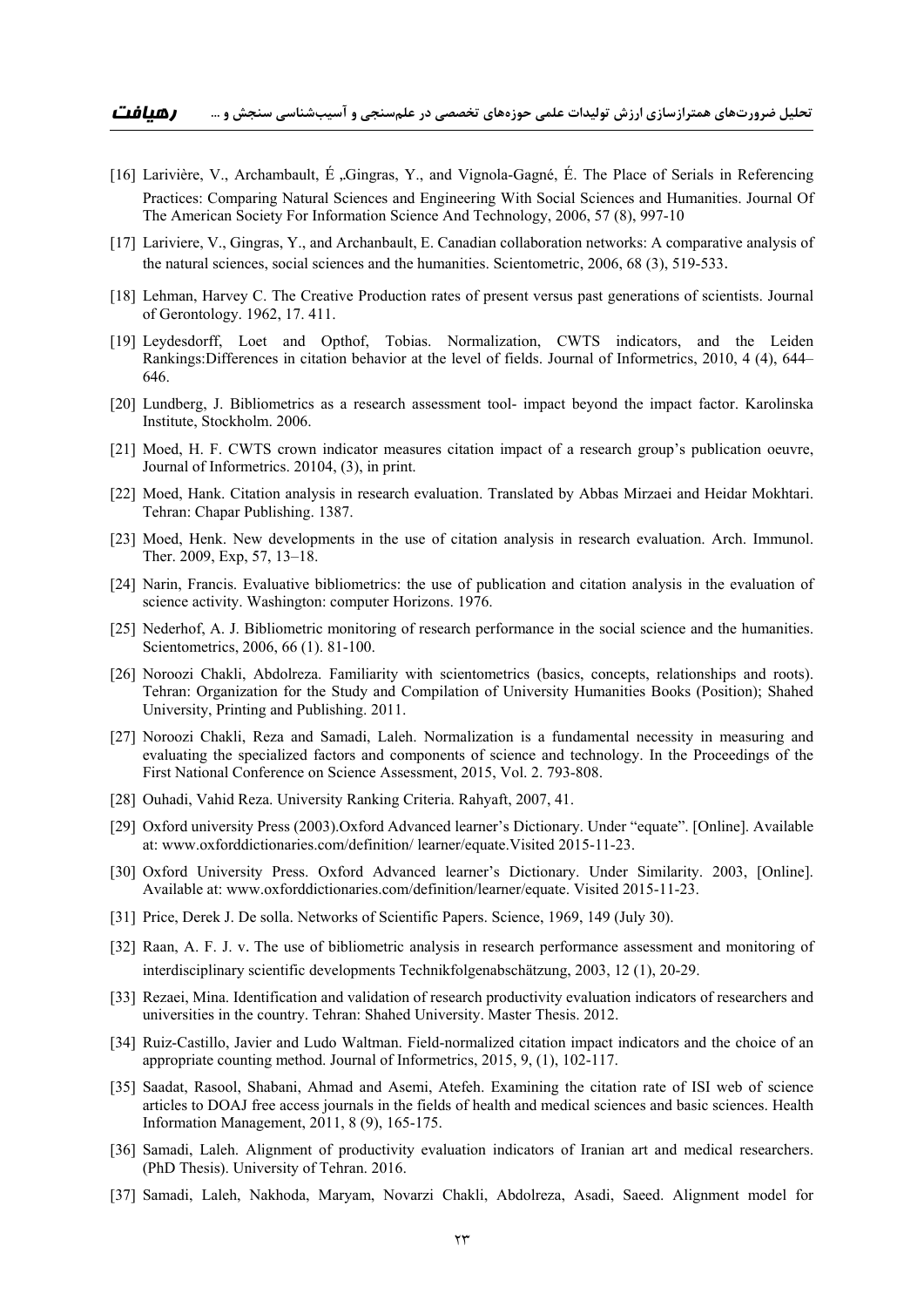[16] Larivière, V., Archambault, É „Gingras, Y., and Vignola-Gagné, É. The Place of Serials in Referencing Practices: Comparing Natural Sciences and Engineering With Social Sciences and Humanities. Journal Of The American Society For Information Science And Technology, 2006, 57 (8), 997-10

[17] Lariviere, V., Gingras, Y., and Archanbault, E. Canadian collaboration networks: A comparative analysis of the natural sciences, social sciences and the humanities. Scientometric, 2006, 68 (3), 519-533.

[18] Lehman, Harvey C. The Creative Production rates of present versus past generations of scientists. Journal of Gerontology. 1962, 17. 411.

[19] Leydesdorff, Loet and Opthof, Tobias. Normalization, CWTS indicators, and the Leiden Rankings:Differences in citation behavior at the level of fields. Journal of Informetrics, 2010, 4 (4), 644–646.

[20] Lundberg, J. Bibliometrics as a research assessment tool- impact beyond the impact factor. Karolinska Institute, Stockholm. 2006.

[21] Moed, H. F. CWTS crown indicator measures citation impact of a research group's publication oeuvre, Journal of Informetrics. 20104, (3), in print.

[22] Moed, Hank. Citation analysis in research evaluation. Translated by Abbas Mirzaei and Heidar Mokhtari. Tehran: Chapar Publishing. 1387.

[23] Moed, Henk. New developments in the use of citation analysis in research evaluation. Arch. Immunol. Ther. 2009, Exp, 57, 13–18.

[24] Narin, Francis. Evaluative bibliometrics: the use of publication and citation analysis in the evaluation of science activity. Washington: computer Horizons. 1976.

[25] Nederhof, A. J. Bibliometric monitoring of research performance in the social science and the humanities. Scientometrics, 2006, 66 (1). 81-100.

[26] Noroozi Chakli, Abdolreza. Familiarity with scientometrics (basics, concepts, relationships and roots). Tehran: Organization for the Study and Compilation of University Humanities Books (Position); Shahed University, Printing and Publishing. 2011.

[27] Noroozi Chakli, Reza and Samadi, Laleh. Normalization is a fundamental necessity in measuring and evaluating the specialized factors and components of science and technology. In the Proceedings of the First National Conference on Science Assessment, 2015, Vol. 2. 793-808.

[28] Ouhadi, Vahid Reza. University Ranking Criteria. Rahyaft, 2007, 41.

[29] Oxford university Press (2003).Oxford Advanced learner's Dictionary. Under "equate". [Online]. Available at: www.oxforddictionaries.com/definition/ learner/equate.Visited 2015-11-23.

[30] Oxford University Press. Oxford Advanced learner's Dictionary. Under Similarity. 2003, [Online]. Available at: www.oxforddictionaries.com/definition/learner/equate. Visited 2015-11-23.

[31] Price, Derek J. De solla. Networks of Scientific Papers. Science, 1969, 149 (July 30).

[32] Raan, A. F. J. v. The use of bibliometric analysis in research performance assessment and monitoring of interdisciplinary scientific developments Technikfolgenabschätzung, 2003, 12 (1), 20-29.

[33] Rezaei, Mina. Identification and validation of research productivity evaluation indicators of researchers and universities in the country. Tehran: Shahed University. Master Thesis. 2012.

[34] Ruiz-Castillo, Javier and Ludo Waltman. Field-normalized citation impact indicators and the choice of an appropriate counting method. Journal of Informetrics, 2015, 9, (1), 102-117.

[35] Saadat, Rasool, Shabani, Ahmad and Asemi, Atefeh. Examining the citation rate of ISI web of science articles to DOAJ free access journals in the fields of health and medical sciences and basic sciences. Health Information Management, 2011, 8 (9), 165-175.

[36] Samadi, Laleh. Alignment of productivity evaluation indicators of Iranian art and medical researchers. (PhD Thesis). University of Tehran. 2016.

[37] Samadi, Laleh, Nakhoda, Maryam, Novarzi Chakli, Abdolreza, Asadi, Saeed. Alignment model for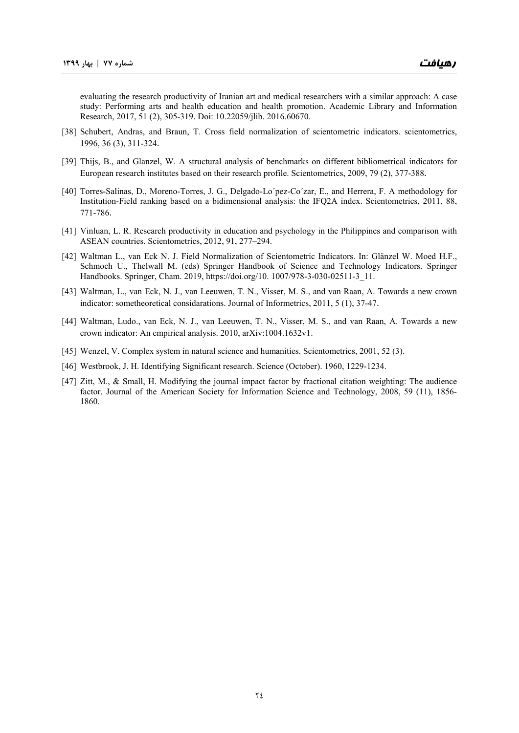evaluating the research productivity of Iranian art and medical researchers with a similar approach: A case study: Performing arts and health education and health promotion. Academic Library and Information Research, 2017, 51 (2), 305-319. Doi: 10.22059/jlib. 2016.60670.

[38] Schubert, Andras, and Braun, T. Cross field normalization of scientometric indicators. scientometrics, 1996, 36 (3), 311-324.

[39] Thijs, B., and Glanzel, W. A structural analysis of benchmarks on different bibliometrical indicators for European research institutes based on their research profile. Scientometrics, 2009, 79 (2), 377-388.

[40] Torres-Salinas, D., Moreno-Torres, J. G., Delgado-Lo´pez-Co´zar, E., and Herrera, F. A methodology for Institution-Field ranking based on a bidimensional analysis: the IFQ2A index. Scientometrics, 2011, 88, 771-786.

[41] Vinluan, L. R. Research productivity in education and psychology in the Philippines and comparison with ASEAN countries. Scientometrics, 2012, 91, 277–294.

[42] Waltman L., van Eck N. J. Field Normalization of Scientometric Indicators. In: Glänzel W. Moed H.F., Schmoch U., Thelwall M. (eds) Springer Handbook of Science and Technology Indicators. Springer Handbooks. Springer, Cham. 2019, https://doi.org/10. 1007/978-3-030-02511-3_11.

[43] Waltman, L., van Eck, N. J., van Leeuwen, T. N., Visser, M. S., and van Raan, A. Towards a new crown indicator: sometheoretical considarations. Journal of Informetrics, 2011, 5 (1), 37-47.

[44] Waltman, Ludo., van Eck, N. J., van Leeuwen, T. N., Visser, M. S., and van Raan, A. Towards a new crown indicator: An empirical analysis. 2010, arXiv:1004.1632v1.

[45] Wenzel, V. Complex system in natural science and humanities. Scientometrics, 2001, 52 (3).

[46] Westbrook, J. H. Identifying Significant research. Science (October). 1960, 1229-1234.

[47] Zitt, M., & Small, H. Modifying the journal impact factor by fractional citation weighting: The audience factor. Journal of the American Society for Information Science and Technology, 2008, 59 (11), 1856-1860.